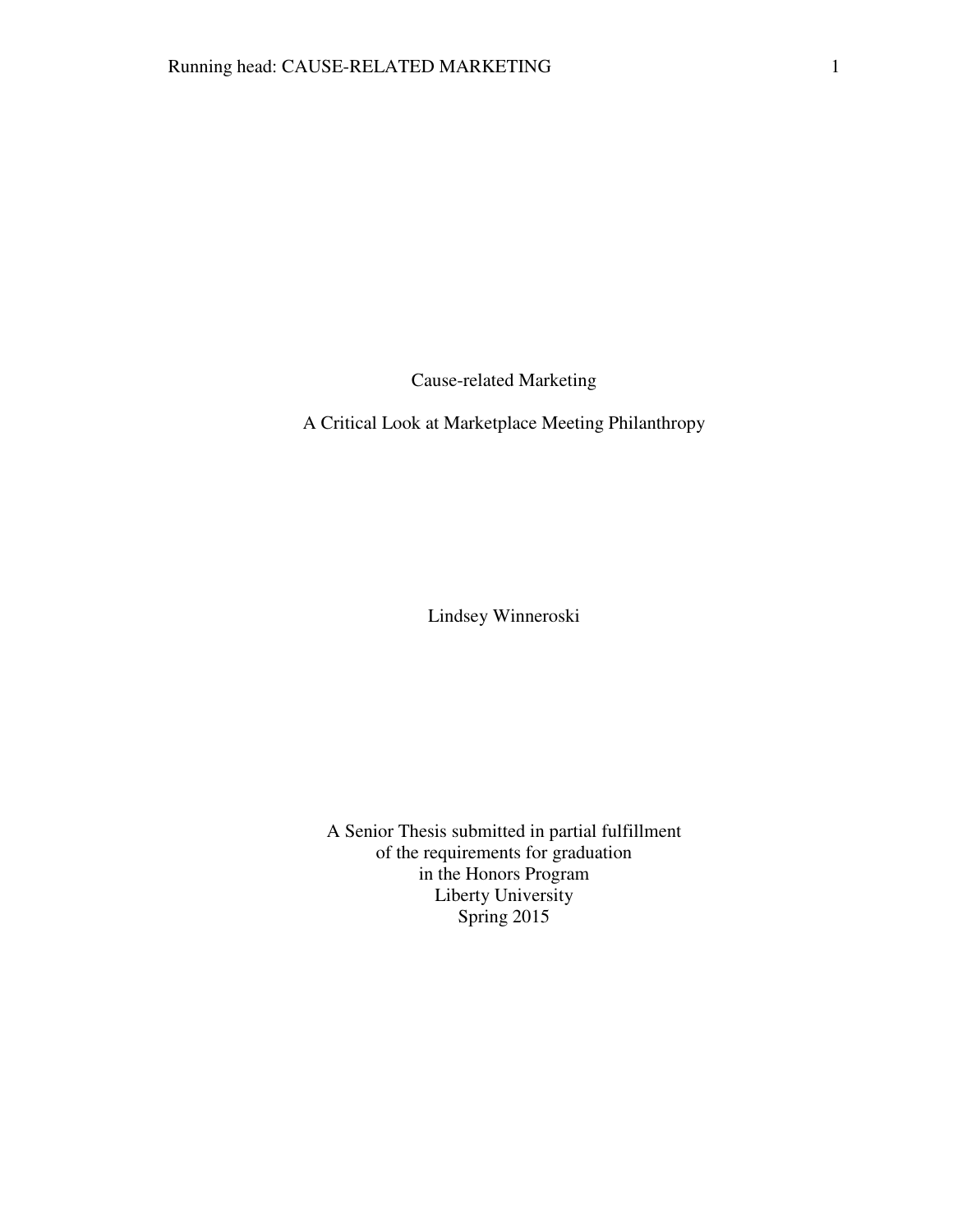# Cause-related Marketing

## A Critical Look at Marketplace Meeting Philanthropy

Lindsey Winneroski

A Senior Thesis submitted in partial fulfillment
of the requirements for graduation
in the Honors Program
Liberty University
Spring 2015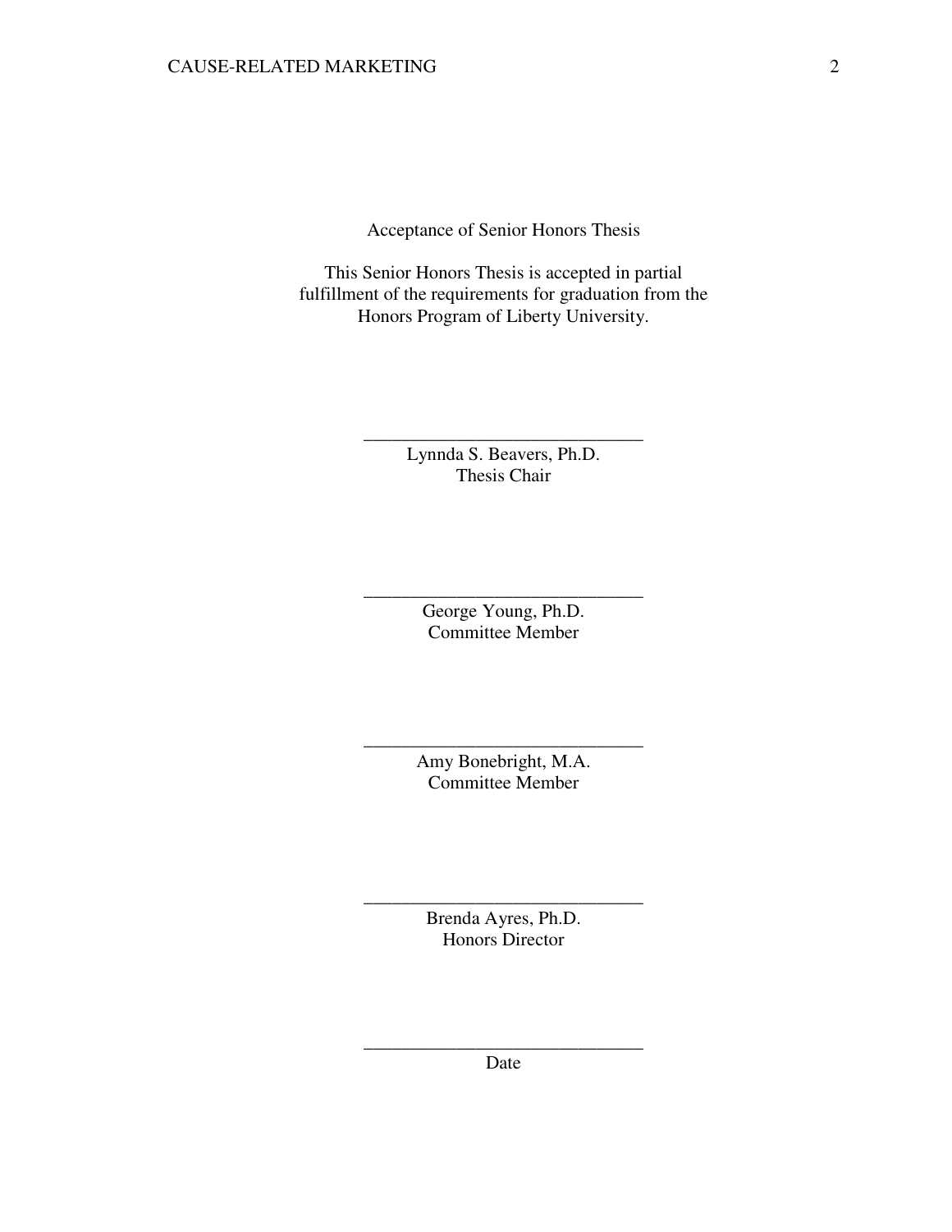Acceptance of Senior Honors Thesis

This Senior Honors Thesis is accepted in partial fulfillment of the requirements for graduation from the Honors Program of Liberty University.

______________________________
Lynnda S. Beavers, Ph.D.
Thesis Chair

______________________________
George Young, Ph.D.
Committee Member

______________________________
Amy Bonebright, M.A.
Committee Member

______________________________
Brenda Ayres, Ph.D.
Honors Director

______________________________
Date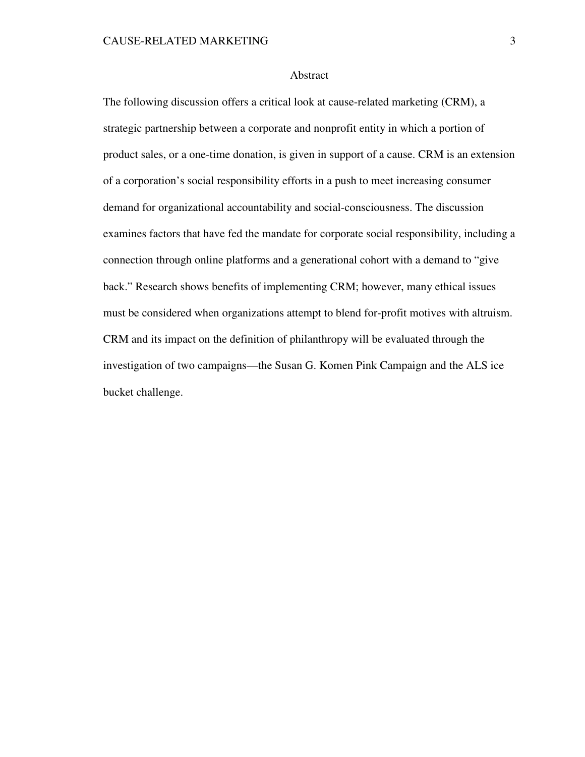# Abstract

The following discussion offers a critical look at cause-related marketing (CRM), a strategic partnership between a corporate and nonprofit entity in which a portion of product sales, or a one-time donation, is given in support of a cause. CRM is an extension of a corporation's social responsibility efforts in a push to meet increasing consumer demand for organizational accountability and social-consciousness. The discussion examines factors that have fed the mandate for corporate social responsibility, including a connection through online platforms and a generational cohort with a demand to "give back." Research shows benefits of implementing CRM; however, many ethical issues must be considered when organizations attempt to blend for-profit motives with altruism. CRM and its impact on the definition of philanthropy will be evaluated through the investigation of two campaigns—the Susan G. Komen Pink Campaign and the ALS ice bucket challenge.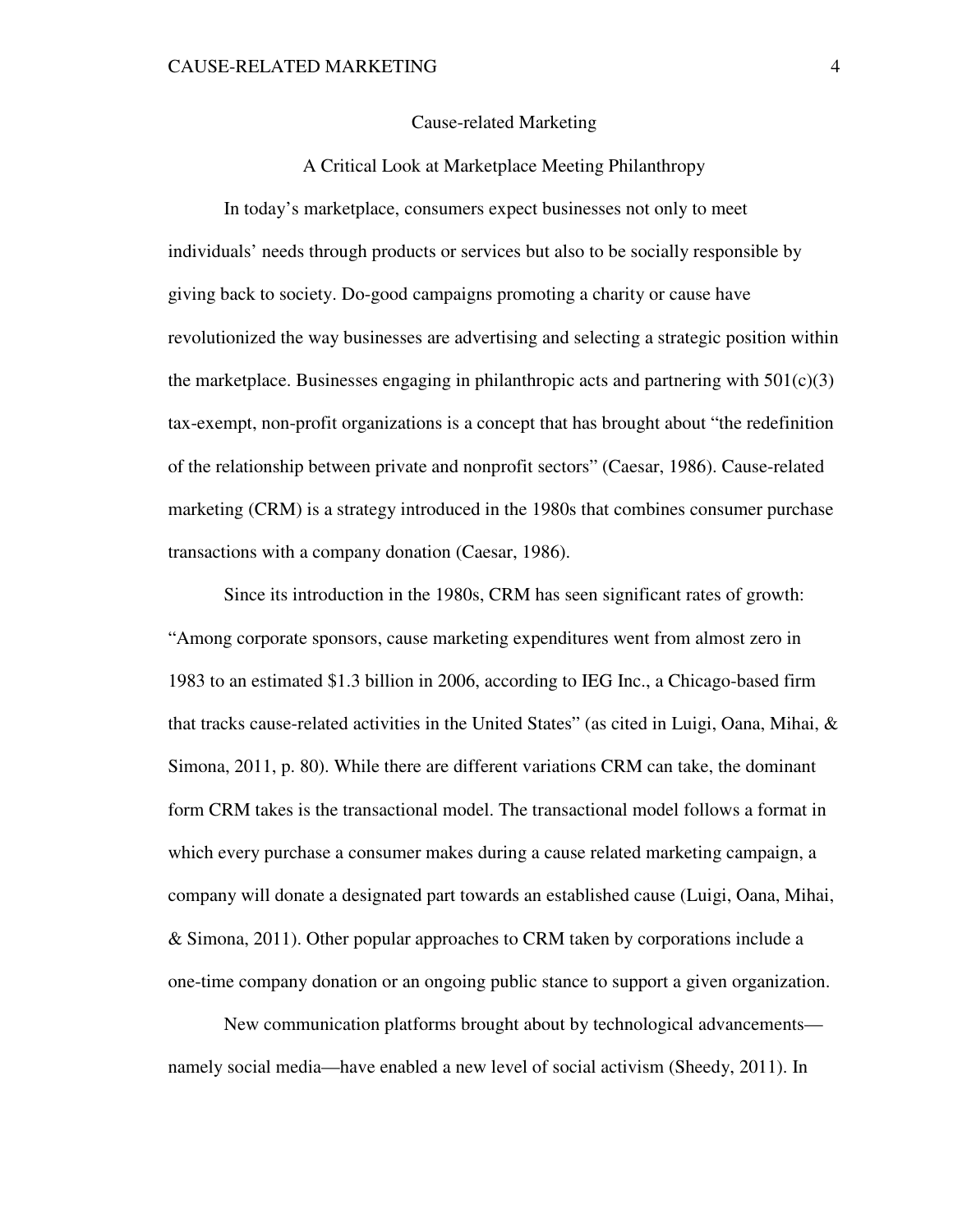# Cause-related Marketing

## A Critical Look at Marketplace Meeting Philanthropy

In today's marketplace, consumers expect businesses not only to meet individuals' needs through products or services but also to be socially responsible by giving back to society. Do-good campaigns promoting a charity or cause have revolutionized the way businesses are advertising and selecting a strategic position within the marketplace. Businesses engaging in philanthropic acts and partnering with 501(c)(3) tax-exempt, non-profit organizations is a concept that has brought about "the redefinition of the relationship between private and nonprofit sectors" (Caesar, 1986). Cause-related marketing (CRM) is a strategy introduced in the 1980s that combines consumer purchase transactions with a company donation (Caesar, 1986).

Since its introduction in the 1980s, CRM has seen significant rates of growth: "Among corporate sponsors, cause marketing expenditures went from almost zero in 1983 to an estimated $1.3 billion in 2006, according to IEG Inc., a Chicago-based firm that tracks cause-related activities in the United States" (as cited in Luigi, Oana, Mihai, & Simona, 2011, p. 80). While there are different variations CRM can take, the dominant form CRM takes is the transactional model. The transactional model follows a format in which every purchase a consumer makes during a cause related marketing campaign, a company will donate a designated part towards an established cause (Luigi, Oana, Mihai, & Simona, 2011). Other popular approaches to CRM taken by corporations include a one-time company donation or an ongoing public stance to support a given organization.

New communication platforms brought about by technological advancements—namely social media—have enabled a new level of social activism (Sheedy, 2011). In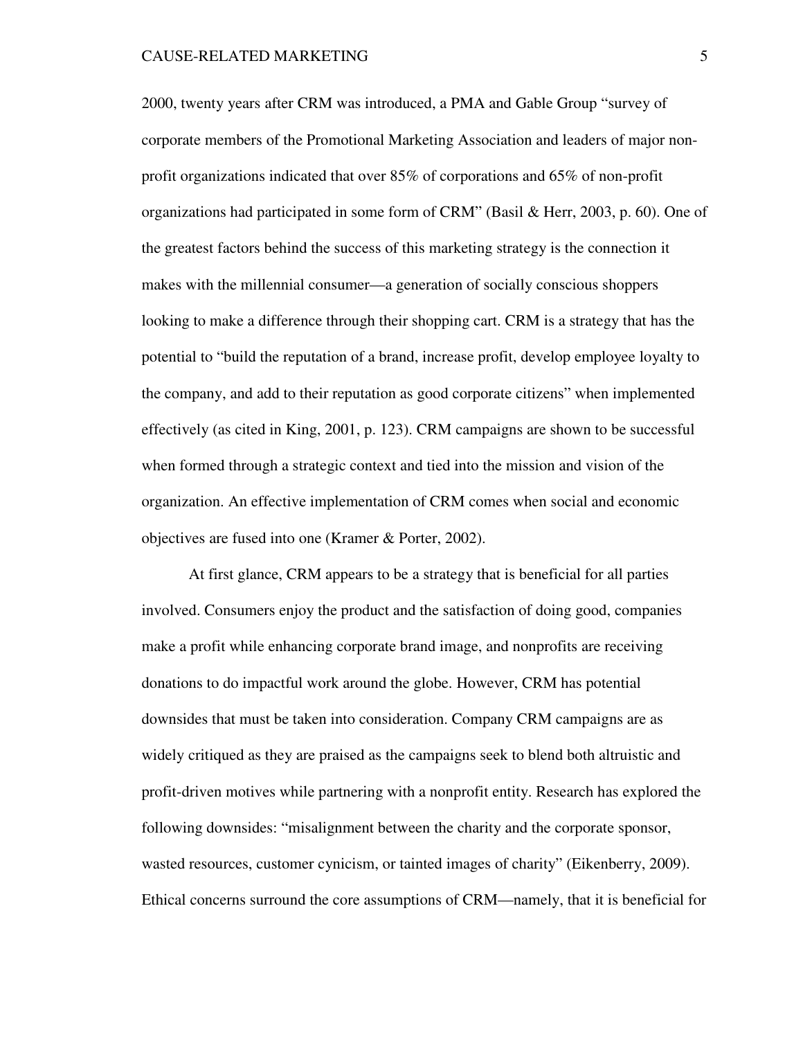2000, twenty years after CRM was introduced, a PMA and Gable Group "survey of corporate members of the Promotional Marketing Association and leaders of major non-profit organizations indicated that over 85% of corporations and 65% of non-profit organizations had participated in some form of CRM" (Basil & Herr, 2003, p. 60). One of the greatest factors behind the success of this marketing strategy is the connection it makes with the millennial consumer—a generation of socially conscious shoppers looking to make a difference through their shopping cart. CRM is a strategy that has the potential to "build the reputation of a brand, increase profit, develop employee loyalty to the company, and add to their reputation as good corporate citizens" when implemented effectively (as cited in King, 2001, p. 123). CRM campaigns are shown to be successful when formed through a strategic context and tied into the mission and vision of the organization. An effective implementation of CRM comes when social and economic objectives are fused into one (Kramer & Porter, 2002).

At first glance, CRM appears to be a strategy that is beneficial for all parties involved. Consumers enjoy the product and the satisfaction of doing good, companies make a profit while enhancing corporate brand image, and nonprofits are receiving donations to do impactful work around the globe. However, CRM has potential downsides that must be taken into consideration. Company CRM campaigns are as widely critiqued as they are praised as the campaigns seek to blend both altruistic and profit-driven motives while partnering with a nonprofit entity. Research has explored the following downsides: "misalignment between the charity and the corporate sponsor, wasted resources, customer cynicism, or tainted images of charity" (Eikenberry, 2009). Ethical concerns surround the core assumptions of CRM—namely, that it is beneficial for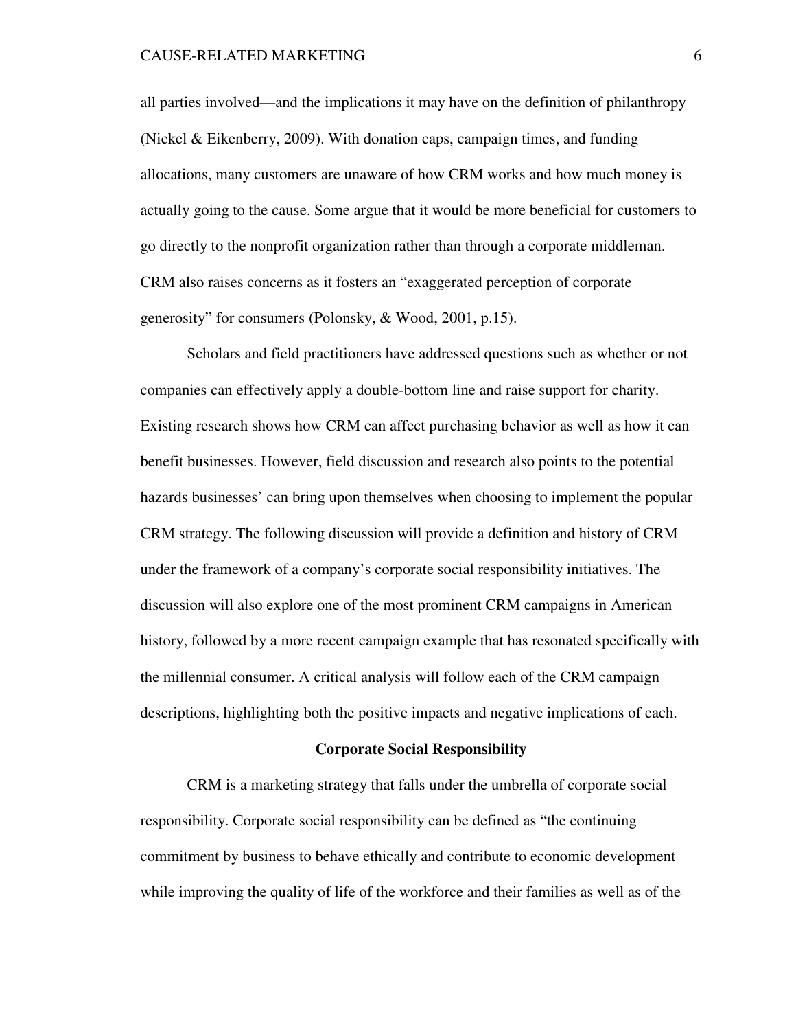all parties involved—and the implications it may have on the definition of philanthropy (Nickel & Eikenberry, 2009). With donation caps, campaign times, and funding allocations, many customers are unaware of how CRM works and how much money is actually going to the cause. Some argue that it would be more beneficial for customers to go directly to the nonprofit organization rather than through a corporate middleman. CRM also raises concerns as it fosters an "exaggerated perception of corporate generosity" for consumers (Polonsky, & Wood, 2001, p.15).

Scholars and field practitioners have addressed questions such as whether or not companies can effectively apply a double-bottom line and raise support for charity. Existing research shows how CRM can affect purchasing behavior as well as how it can benefit businesses. However, field discussion and research also points to the potential hazards businesses' can bring upon themselves when choosing to implement the popular CRM strategy. The following discussion will provide a definition and history of CRM under the framework of a company's corporate social responsibility initiatives. The discussion will also explore one of the most prominent CRM campaigns in American history, followed by a more recent campaign example that has resonated specifically with the millennial consumer. A critical analysis will follow each of the CRM campaign descriptions, highlighting both the positive impacts and negative implications of each.

## Corporate Social Responsibility

CRM is a marketing strategy that falls under the umbrella of corporate social responsibility. Corporate social responsibility can be defined as "the continuing commitment by business to behave ethically and contribute to economic development while improving the quality of life of the workforce and their families as well as of the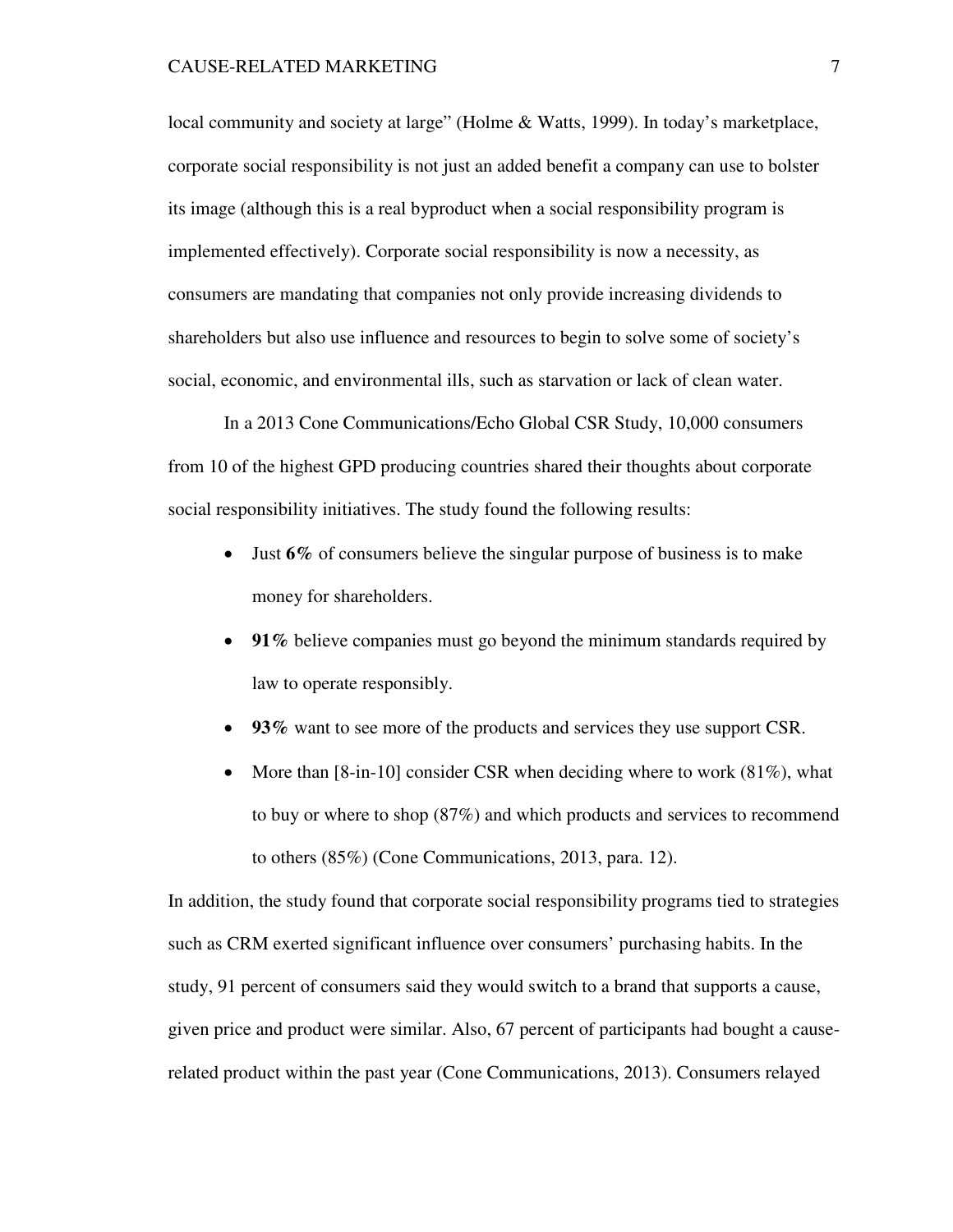local community and society at large" (Holme & Watts, 1999). In today's marketplace, corporate social responsibility is not just an added benefit a company can use to bolster its image (although this is a real byproduct when a social responsibility program is implemented effectively). Corporate social responsibility is now a necessity, as consumers are mandating that companies not only provide increasing dividends to shareholders but also use influence and resources to begin to solve some of society's social, economic, and environmental ills, such as starvation or lack of clean water.

In a 2013 Cone Communications/Echo Global CSR Study, 10,000 consumers from 10 of the highest GPD producing countries shared their thoughts about corporate social responsibility initiatives. The study found the following results:

- Just **6%** of consumers believe the singular purpose of business is to make money for shareholders.
- **91%** believe companies must go beyond the minimum standards required by law to operate responsibly.
- **93%** want to see more of the products and services they use support CSR.
- More than [8-in-10] consider CSR when deciding where to work (81%), what to buy or where to shop (87%) and which products and services to recommend to others (85%) (Cone Communications, 2013, para. 12).

In addition, the study found that corporate social responsibility programs tied to strategies such as CRM exerted significant influence over consumers' purchasing habits. In the study, 91 percent of consumers said they would switch to a brand that supports a cause, given price and product were similar. Also, 67 percent of participants had bought a cause-related product within the past year (Cone Communications, 2013). Consumers relayed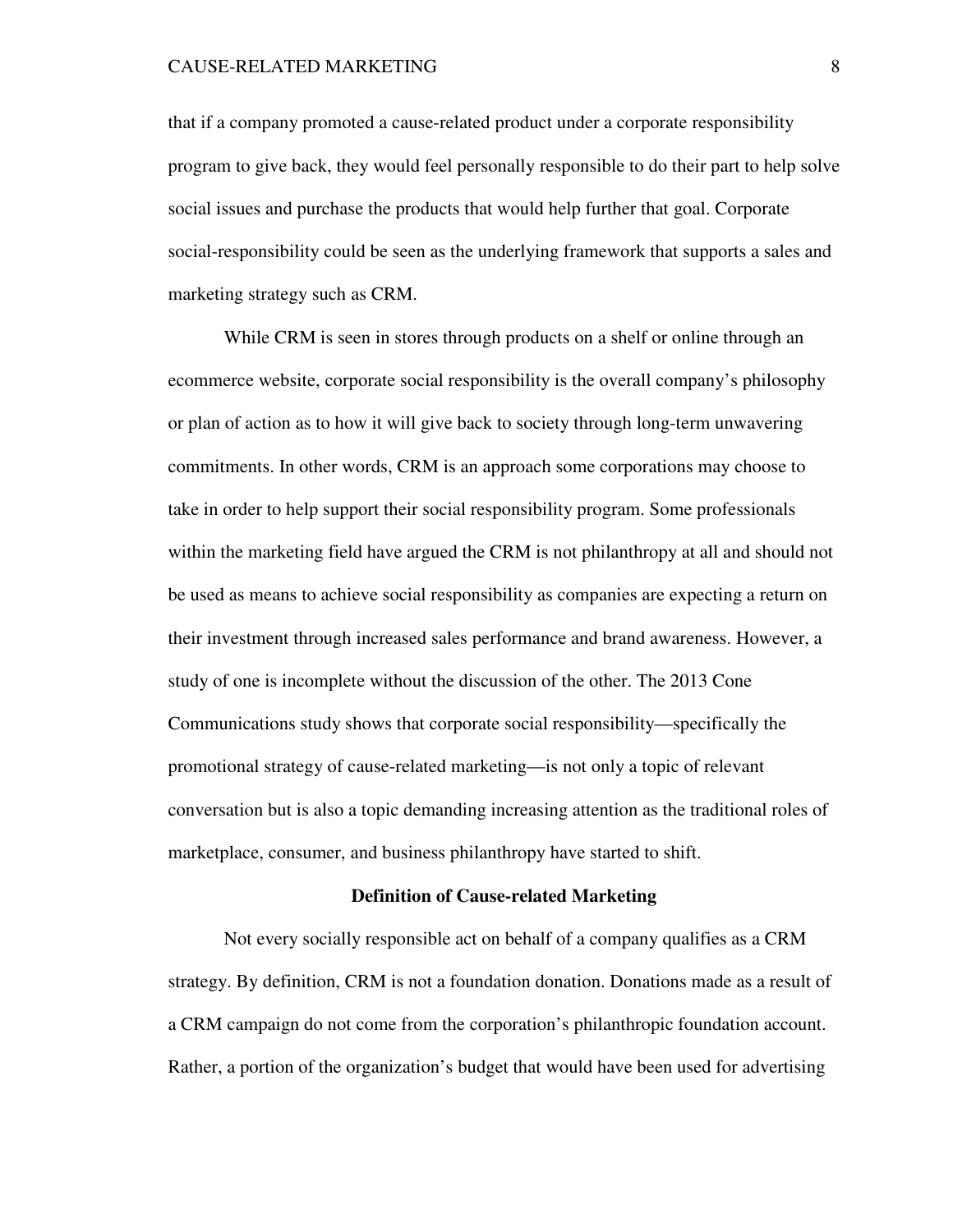that if a company promoted a cause-related product under a corporate responsibility program to give back, they would feel personally responsible to do their part to help solve social issues and purchase the products that would help further that goal. Corporate social-responsibility could be seen as the underlying framework that supports a sales and marketing strategy such as CRM.

While CRM is seen in stores through products on a shelf or online through an ecommerce website, corporate social responsibility is the overall company's philosophy or plan of action as to how it will give back to society through long-term unwavering commitments. In other words, CRM is an approach some corporations may choose to take in order to help support their social responsibility program. Some professionals within the marketing field have argued the CRM is not philanthropy at all and should not be used as means to achieve social responsibility as companies are expecting a return on their investment through increased sales performance and brand awareness. However, a study of one is incomplete without the discussion of the other. The 2013 Cone Communications study shows that corporate social responsibility—specifically the promotional strategy of cause-related marketing—is not only a topic of relevant conversation but is also a topic demanding increasing attention as the traditional roles of marketplace, consumer, and business philanthropy have started to shift.

## Definition of Cause-related Marketing

Not every socially responsible act on behalf of a company qualifies as a CRM strategy. By definition, CRM is not a foundation donation. Donations made as a result of a CRM campaign do not come from the corporation's philanthropic foundation account. Rather, a portion of the organization's budget that would have been used for advertising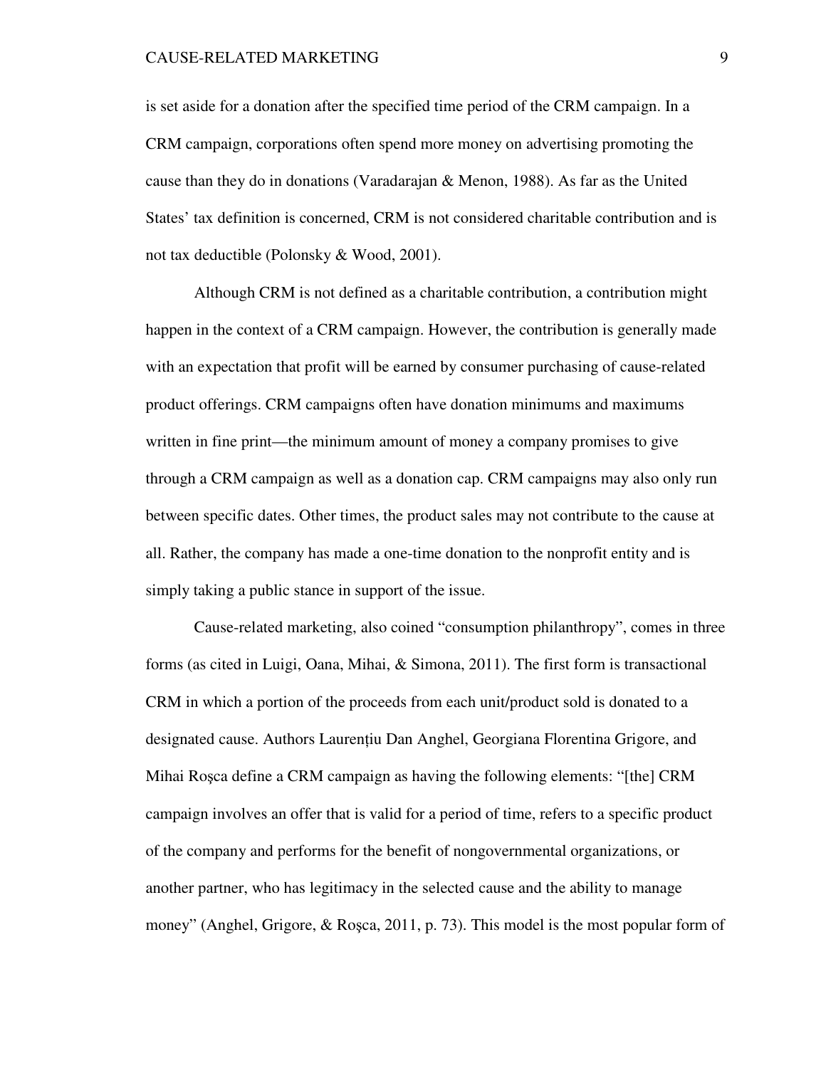is set aside for a donation after the specified time period of the CRM campaign. In a CRM campaign, corporations often spend more money on advertising promoting the cause than they do in donations (Varadarajan & Menon, 1988). As far as the United States' tax definition is concerned, CRM is not considered charitable contribution and is not tax deductible (Polonsky & Wood, 2001).

Although CRM is not defined as a charitable contribution, a contribution might happen in the context of a CRM campaign. However, the contribution is generally made with an expectation that profit will be earned by consumer purchasing of cause-related product offerings. CRM campaigns often have donation minimums and maximums written in fine print—the minimum amount of money a company promises to give through a CRM campaign as well as a donation cap. CRM campaigns may also only run between specific dates. Other times, the product sales may not contribute to the cause at all. Rather, the company has made a one-time donation to the nonprofit entity and is simply taking a public stance in support of the issue.

Cause-related marketing, also coined "consumption philanthropy", comes in three forms (as cited in Luigi, Oana, Mihai, & Simona, 2011). The first form is transactional CRM in which a portion of the proceeds from each unit/product sold is donated to a designated cause. Authors Laurențiu Dan Anghel, Georgiana Florentina Grigore, and Mihai Roşca define a CRM campaign as having the following elements: "[the] CRM campaign involves an offer that is valid for a period of time, refers to a specific product of the company and performs for the benefit of nongovernmental organizations, or another partner, who has legitimacy in the selected cause and the ability to manage money" (Anghel, Grigore, & Roşca, 2011, p. 73). This model is the most popular form of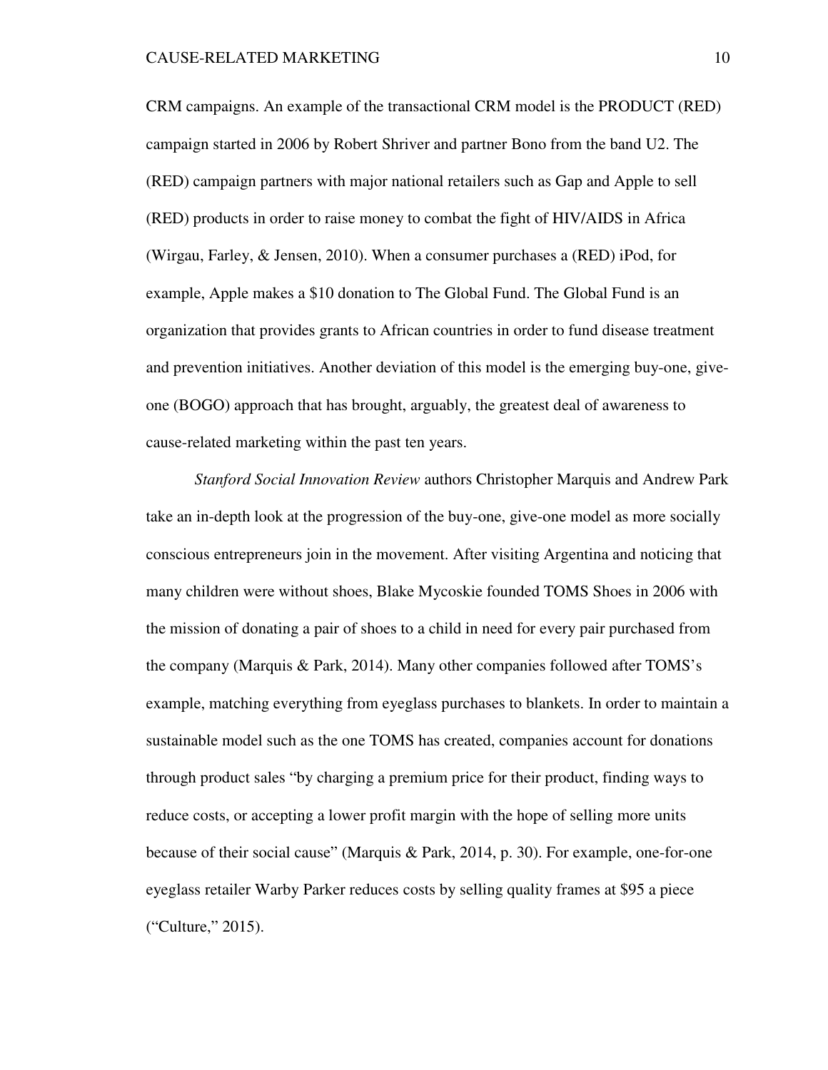CRM campaigns. An example of the transactional CRM model is the PRODUCT (RED) campaign started in 2006 by Robert Shriver and partner Bono from the band U2. The (RED) campaign partners with major national retailers such as Gap and Apple to sell (RED) products in order to raise money to combat the fight of HIV/AIDS in Africa (Wirgau, Farley, & Jensen, 2010). When a consumer purchases a (RED) iPod, for example, Apple makes a $10 donation to The Global Fund. The Global Fund is an organization that provides grants to African countries in order to fund disease treatment and prevention initiatives. Another deviation of this model is the emerging buy-one, give-one (BOGO) approach that has brought, arguably, the greatest deal of awareness to cause-related marketing within the past ten years.

*Stanford Social Innovation Review* authors Christopher Marquis and Andrew Park take an in-depth look at the progression of the buy-one, give-one model as more socially conscious entrepreneurs join in the movement. After visiting Argentina and noticing that many children were without shoes, Blake Mycoskie founded TOMS Shoes in 2006 with the mission of donating a pair of shoes to a child in need for every pair purchased from the company (Marquis & Park, 2014). Many other companies followed after TOMS's example, matching everything from eyeglass purchases to blankets. In order to maintain a sustainable model such as the one TOMS has created, companies account for donations through product sales "by charging a premium price for their product, finding ways to reduce costs, or accepting a lower profit margin with the hope of selling more units because of their social cause" (Marquis & Park, 2014, p. 30). For example, one-for-one eyeglass retailer Warby Parker reduces costs by selling quality frames at $95 a piece ("Culture," 2015).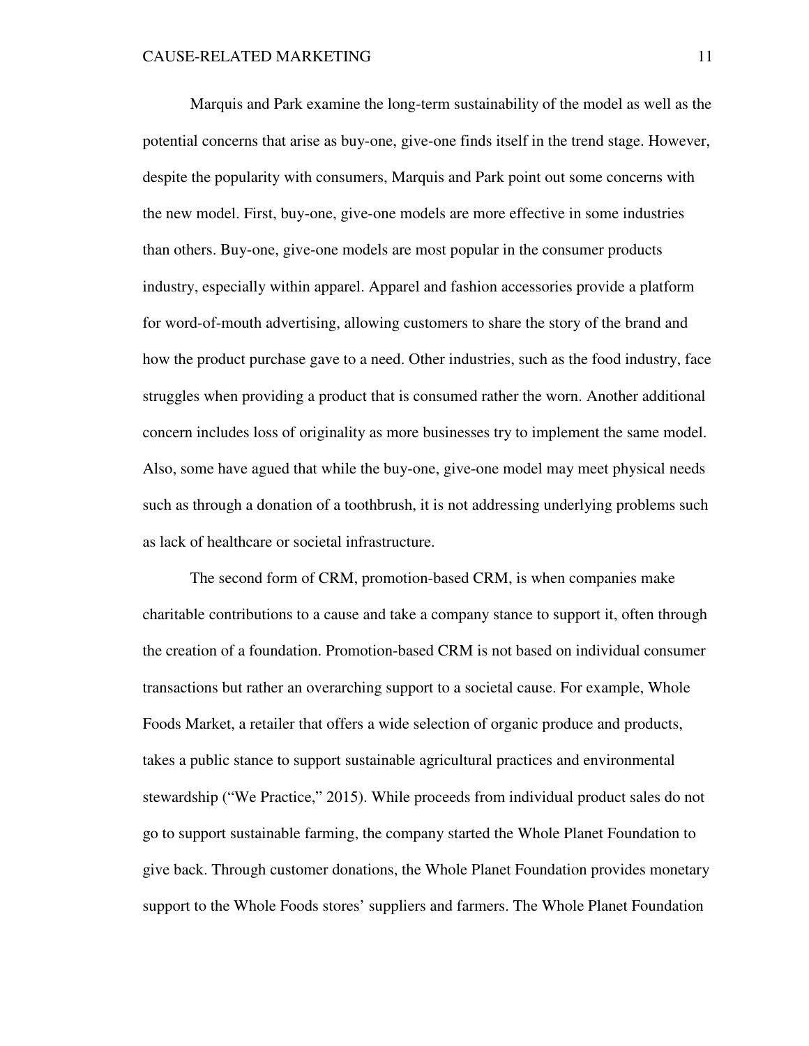Marquis and Park examine the long-term sustainability of the model as well as the potential concerns that arise as buy-one, give-one finds itself in the trend stage. However, despite the popularity with consumers, Marquis and Park point out some concerns with the new model. First, buy-one, give-one models are more effective in some industries than others. Buy-one, give-one models are most popular in the consumer products industry, especially within apparel. Apparel and fashion accessories provide a platform for word-of-mouth advertising, allowing customers to share the story of the brand and how the product purchase gave to a need. Other industries, such as the food industry, face struggles when providing a product that is consumed rather the worn. Another additional concern includes loss of originality as more businesses try to implement the same model. Also, some have agued that while the buy-one, give-one model may meet physical needs such as through a donation of a toothbrush, it is not addressing underlying problems such as lack of healthcare or societal infrastructure.

The second form of CRM, promotion-based CRM, is when companies make charitable contributions to a cause and take a company stance to support it, often through the creation of a foundation. Promotion-based CRM is not based on individual consumer transactions but rather an overarching support to a societal cause. For example, Whole Foods Market, a retailer that offers a wide selection of organic produce and products, takes a public stance to support sustainable agricultural practices and environmental stewardship ("We Practice," 2015). While proceeds from individual product sales do not go to support sustainable farming, the company started the Whole Planet Foundation to give back. Through customer donations, the Whole Planet Foundation provides monetary support to the Whole Foods stores' suppliers and farmers. The Whole Planet Foundation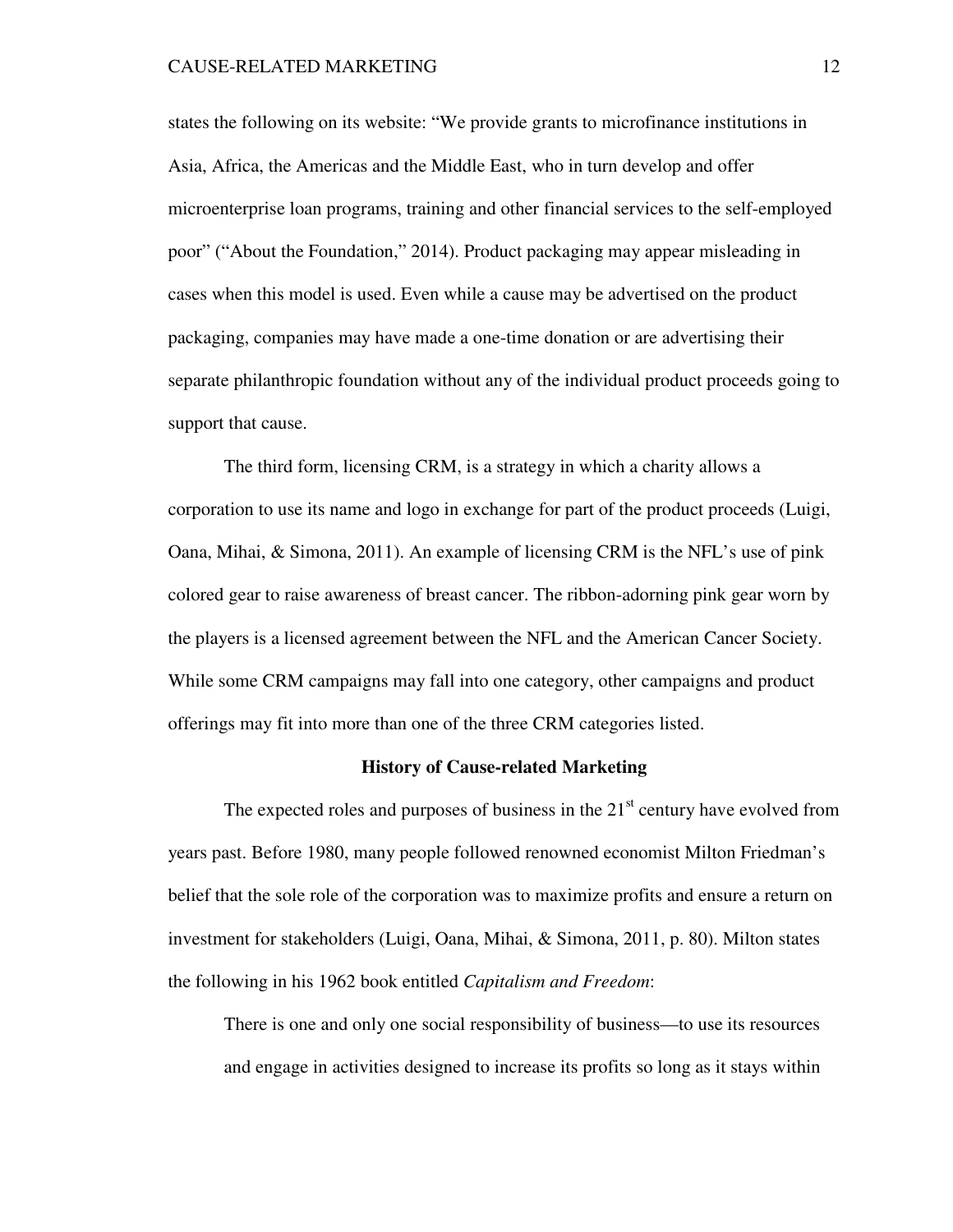states the following on its website: "We provide grants to microfinance institutions in Asia, Africa, the Americas and the Middle East, who in turn develop and offer microenterprise loan programs, training and other financial services to the self-employed poor" ("About the Foundation," 2014). Product packaging may appear misleading in cases when this model is used. Even while a cause may be advertised on the product packaging, companies may have made a one-time donation or are advertising their separate philanthropic foundation without any of the individual product proceeds going to support that cause.

The third form, licensing CRM, is a strategy in which a charity allows a corporation to use its name and logo in exchange for part of the product proceeds (Luigi, Oana, Mihai, & Simona, 2011). An example of licensing CRM is the NFL's use of pink colored gear to raise awareness of breast cancer. The ribbon-adorning pink gear worn by the players is a licensed agreement between the NFL and the American Cancer Society. While some CRM campaigns may fall into one category, other campaigns and product offerings may fit into more than one of the three CRM categories listed.

## History of Cause-related Marketing

The expected roles and purposes of business in the 21st century have evolved from years past. Before 1980, many people followed renowned economist Milton Friedman's belief that the sole role of the corporation was to maximize profits and ensure a return on investment for stakeholders (Luigi, Oana, Mihai, & Simona, 2011, p. 80). Milton states the following in his 1962 book entitled *Capitalism and Freedom*:

> There is one and only one social responsibility of business—to use its resources and engage in activities designed to increase its profits so long as it stays within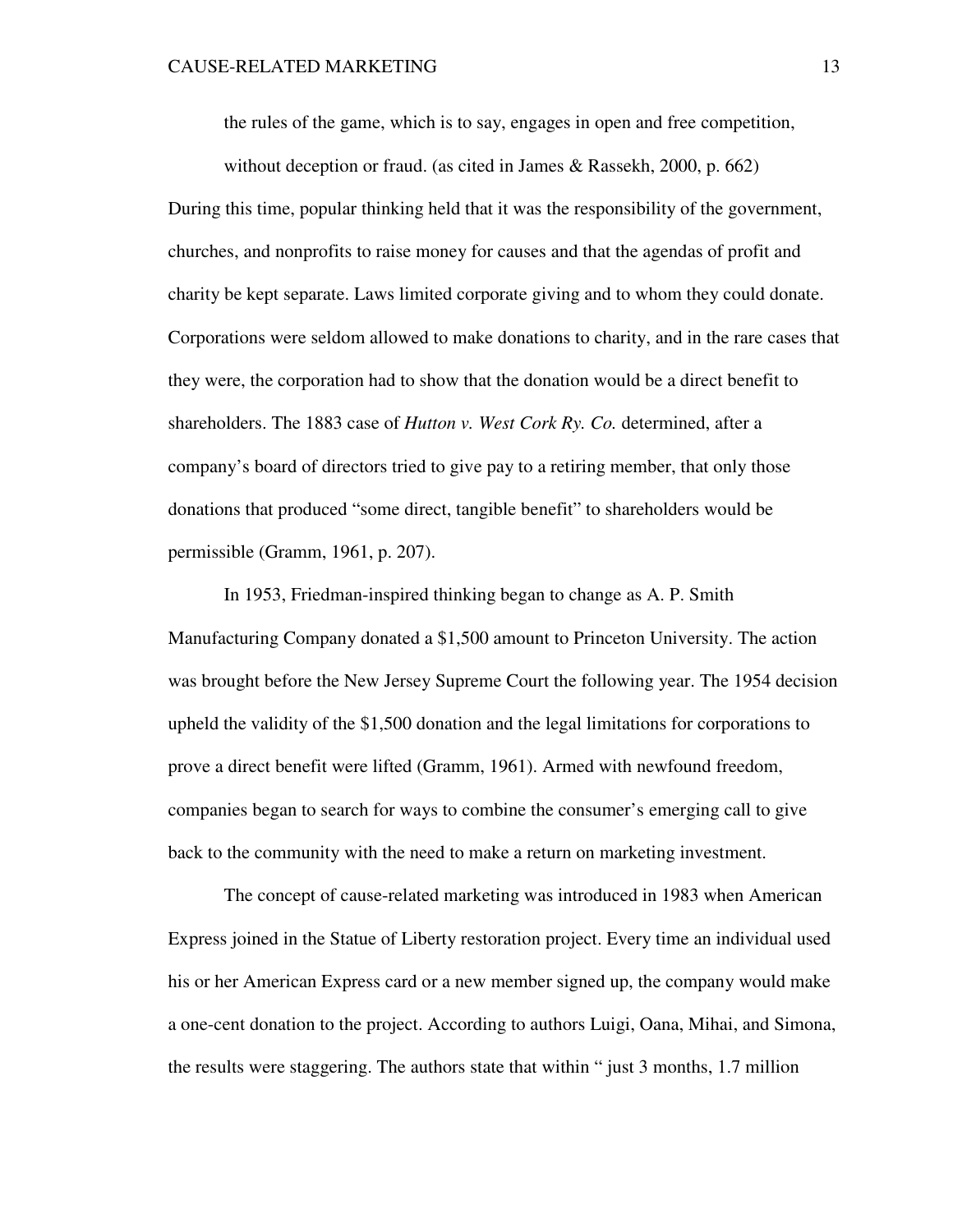> the rules of the game, which is to say, engages in open and free competition, without deception or fraud. (as cited in James & Rassekh, 2000, p. 662)

During this time, popular thinking held that it was the responsibility of the government, churches, and nonprofits to raise money for causes and that the agendas of profit and charity be kept separate. Laws limited corporate giving and to whom they could donate. Corporations were seldom allowed to make donations to charity, and in the rare cases that they were, the corporation had to show that the donation would be a direct benefit to shareholders. The 1883 case of *Hutton v. West Cork Ry. Co.* determined, after a company's board of directors tried to give pay to a retiring member, that only those donations that produced "some direct, tangible benefit" to shareholders would be permissible (Gramm, 1961, p. 207).

In 1953, Friedman-inspired thinking began to change as A. P. Smith Manufacturing Company donated a $1,500 amount to Princeton University. The action was brought before the New Jersey Supreme Court the following year. The 1954 decision upheld the validity of the $1,500 donation and the legal limitations for corporations to prove a direct benefit were lifted (Gramm, 1961). Armed with newfound freedom, companies began to search for ways to combine the consumer's emerging call to give back to the community with the need to make a return on marketing investment.

The concept of cause-related marketing was introduced in 1983 when American Express joined in the Statue of Liberty restoration project. Every time an individual used his or her American Express card or a new member signed up, the company would make a one-cent donation to the project. According to authors Luigi, Oana, Mihai, and Simona, the results were staggering. The authors state that within " just 3 months, 1.7 million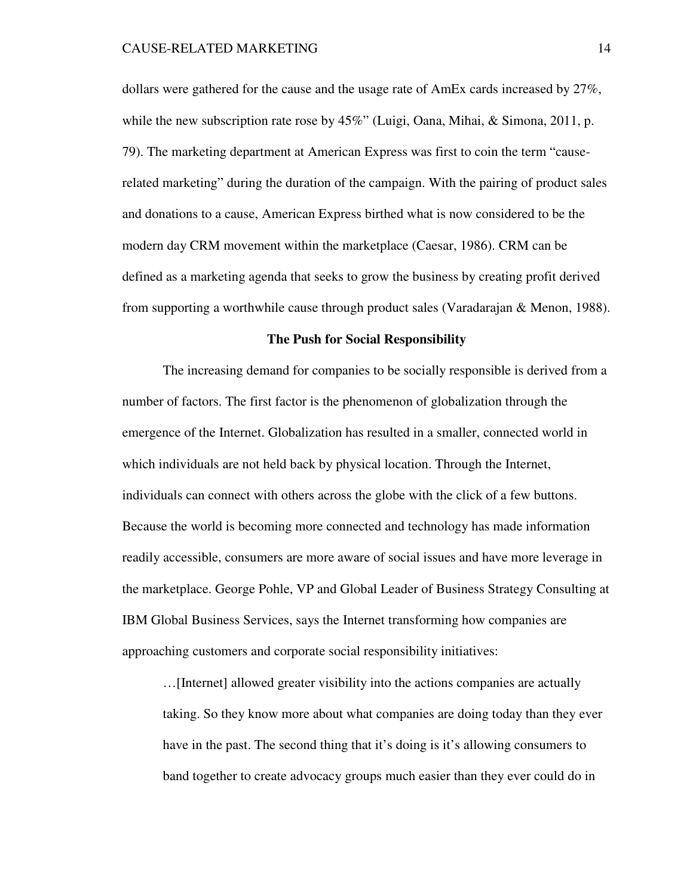dollars were gathered for the cause and the usage rate of AmEx cards increased by 27%, while the new subscription rate rose by 45%" (Luigi, Oana, Mihai, & Simona, 2011, p. 79). The marketing department at American Express was first to coin the term "cause-related marketing" during the duration of the campaign. With the pairing of product sales and donations to a cause, American Express birthed what is now considered to be the modern day CRM movement within the marketplace (Caesar, 1986). CRM can be defined as a marketing agenda that seeks to grow the business by creating profit derived from supporting a worthwhile cause through product sales (Varadarajan & Menon, 1988).

## The Push for Social Responsibility

The increasing demand for companies to be socially responsible is derived from a number of factors. The first factor is the phenomenon of globalization through the emergence of the Internet. Globalization has resulted in a smaller, connected world in which individuals are not held back by physical location. Through the Internet, individuals can connect with others across the globe with the click of a few buttons. Because the world is becoming more connected and technology has made information readily accessible, consumers are more aware of social issues and have more leverage in the marketplace. George Pohle, VP and Global Leader of Business Strategy Consulting at IBM Global Business Services, says the Internet transforming how companies are approaching customers and corporate social responsibility initiatives:

> …[Internet] allowed greater visibility into the actions companies are actually taking. So they know more about what companies are doing today than they ever have in the past. The second thing that it's doing is it's allowing consumers to band together to create advocacy groups much easier than they ever could do in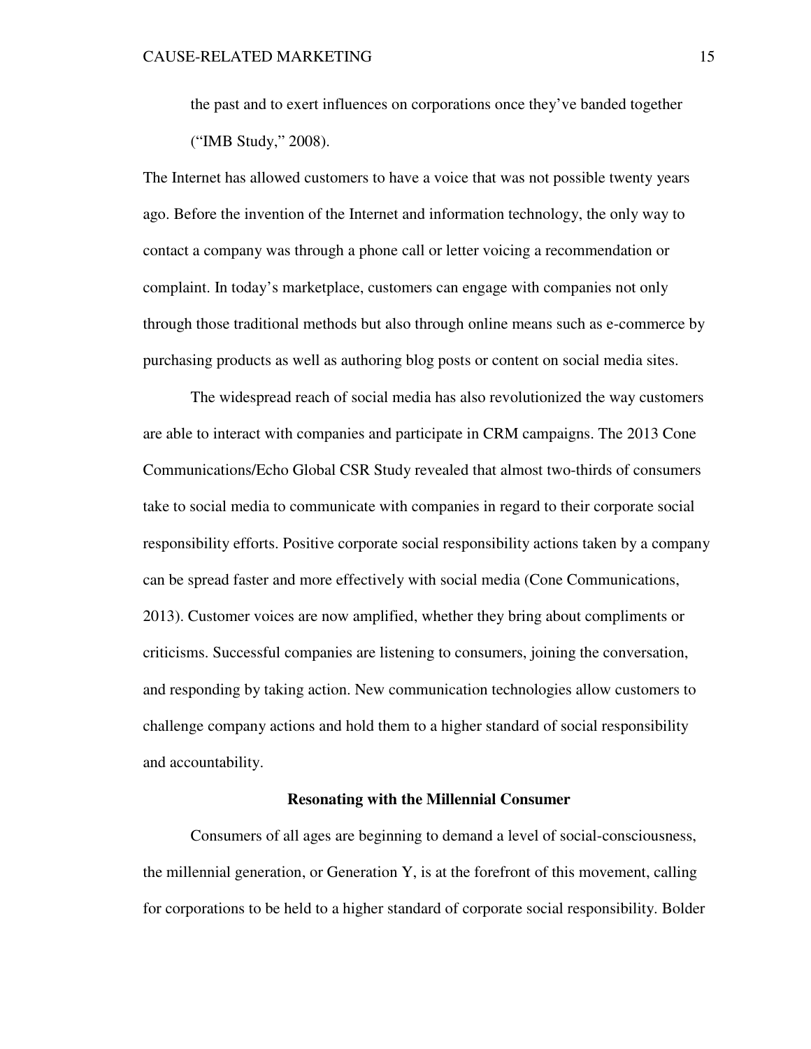> the past and to exert influences on corporations once they've banded together ("IMB Study," 2008).

The Internet has allowed customers to have a voice that was not possible twenty years ago. Before the invention of the Internet and information technology, the only way to contact a company was through a phone call or letter voicing a recommendation or complaint. In today's marketplace, customers can engage with companies not only through those traditional methods but also through online means such as e-commerce by purchasing products as well as authoring blog posts or content on social media sites.

The widespread reach of social media has also revolutionized the way customers are able to interact with companies and participate in CRM campaigns. The 2013 Cone Communications/Echo Global CSR Study revealed that almost two-thirds of consumers take to social media to communicate with companies in regard to their corporate social responsibility efforts. Positive corporate social responsibility actions taken by a company can be spread faster and more effectively with social media (Cone Communications, 2013). Customer voices are now amplified, whether they bring about compliments or criticisms. Successful companies are listening to consumers, joining the conversation, and responding by taking action. New communication technologies allow customers to challenge company actions and hold them to a higher standard of social responsibility and accountability.

## Resonating with the Millennial Consumer

Consumers of all ages are beginning to demand a level of social-consciousness, the millennial generation, or Generation Y, is at the forefront of this movement, calling for corporations to be held to a higher standard of corporate social responsibility. Bolder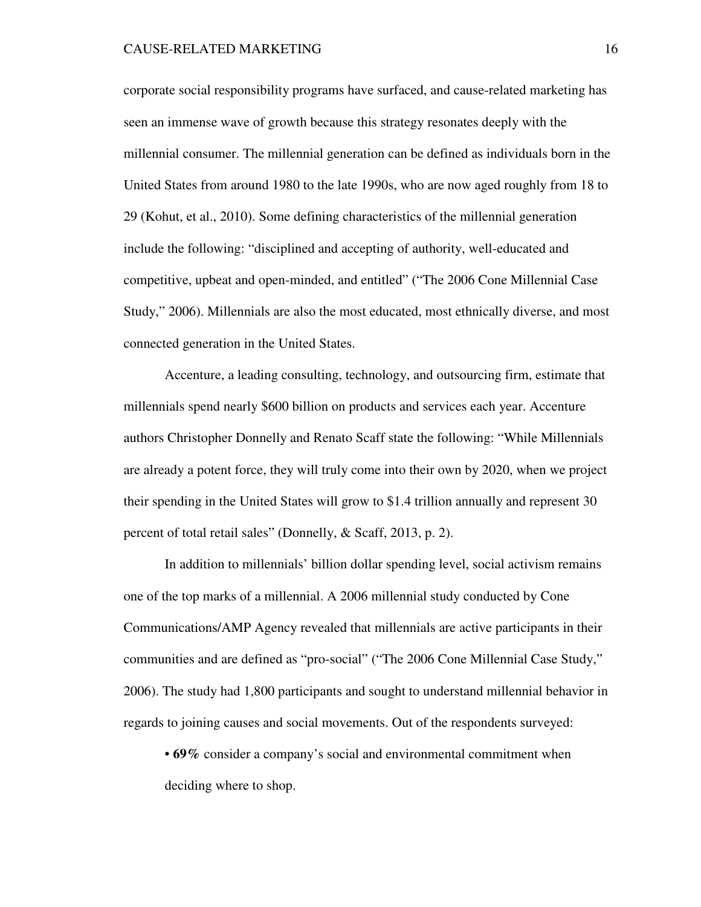corporate social responsibility programs have surfaced, and cause-related marketing has seen an immense wave of growth because this strategy resonates deeply with the millennial consumer. The millennial generation can be defined as individuals born in the United States from around 1980 to the late 1990s, who are now aged roughly from 18 to 29 (Kohut, et al., 2010). Some defining characteristics of the millennial generation include the following: "disciplined and accepting of authority, well-educated and competitive, upbeat and open-minded, and entitled" ("The 2006 Cone Millennial Case Study," 2006). Millennials are also the most educated, most ethnically diverse, and most connected generation in the United States.

Accenture, a leading consulting, technology, and outsourcing firm, estimate that millennials spend nearly $600 billion on products and services each year. Accenture authors Christopher Donnelly and Renato Scaff state the following: "While Millennials are already a potent force, they will truly come into their own by 2020, when we project their spending in the United States will grow to $1.4 trillion annually and represent 30 percent of total retail sales" (Donnelly, & Scaff, 2013, p. 2).

In addition to millennials' billion dollar spending level, social activism remains one of the top marks of a millennial. A 2006 millennial study conducted by Cone Communications/AMP Agency revealed that millennials are active participants in their communities and are defined as "pro-social" ("The 2006 Cone Millennial Case Study," 2006). The study had 1,800 participants and sought to understand millennial behavior in regards to joining causes and social movements. Out of the respondents surveyed:

- **69%** consider a company's social and environmental commitment when deciding where to shop.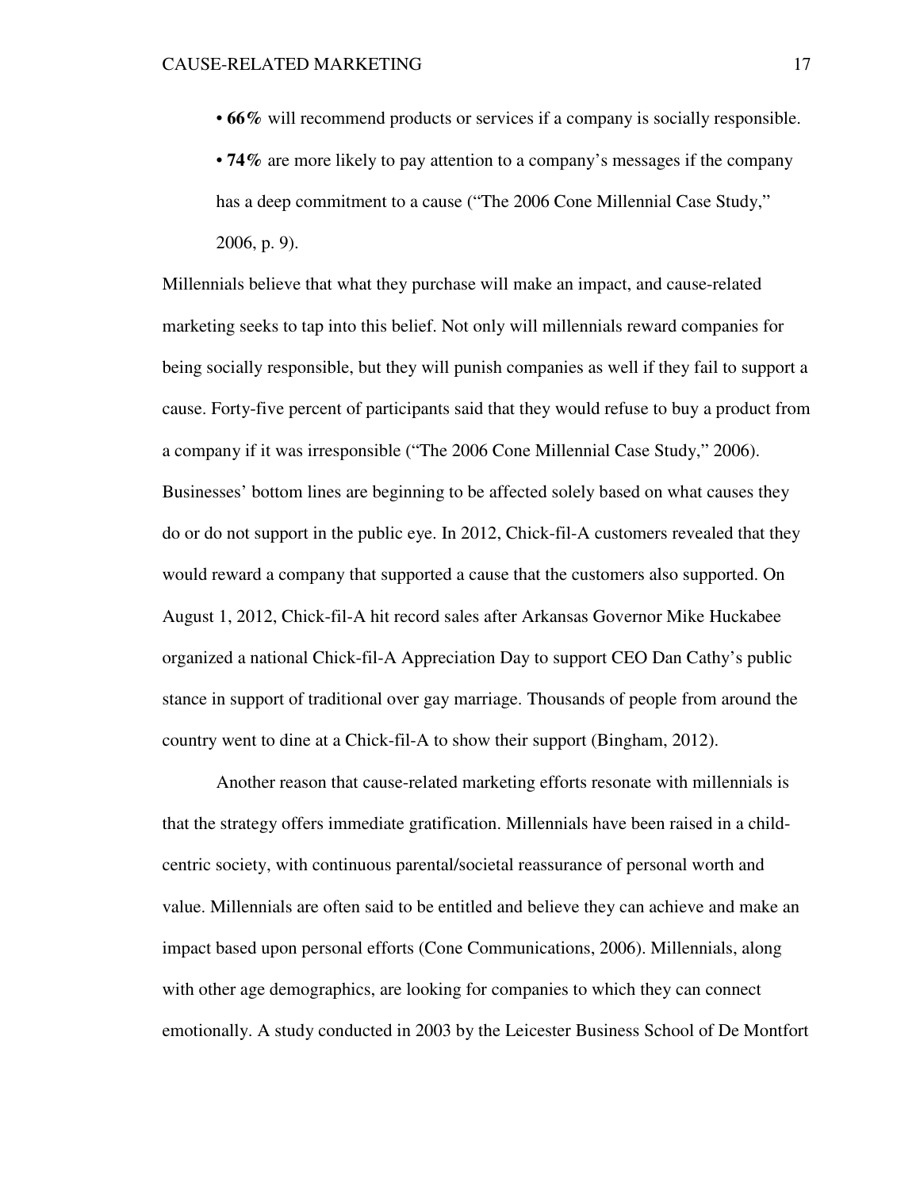- **66%** will recommend products or services if a company is socially responsible.
- **74%** are more likely to pay attention to a company's messages if the company has a deep commitment to a cause ("The 2006 Cone Millennial Case Study," 2006, p. 9).

Millennials believe that what they purchase will make an impact, and cause-related marketing seeks to tap into this belief. Not only will millennials reward companies for being socially responsible, but they will punish companies as well if they fail to support a cause. Forty-five percent of participants said that they would refuse to buy a product from a company if it was irresponsible ("The 2006 Cone Millennial Case Study," 2006). Businesses' bottom lines are beginning to be affected solely based on what causes they do or do not support in the public eye. In 2012, Chick-fil-A customers revealed that they would reward a company that supported a cause that the customers also supported. On August 1, 2012, Chick-fil-A hit record sales after Arkansas Governor Mike Huckabee organized a national Chick-fil-A Appreciation Day to support CEO Dan Cathy's public stance in support of traditional over gay marriage. Thousands of people from around the country went to dine at a Chick-fil-A to show their support (Bingham, 2012).

Another reason that cause-related marketing efforts resonate with millennials is that the strategy offers immediate gratification. Millennials have been raised in a child-centric society, with continuous parental/societal reassurance of personal worth and value. Millennials are often said to be entitled and believe they can achieve and make an impact based upon personal efforts (Cone Communications, 2006). Millennials, along with other age demographics, are looking for companies to which they can connect emotionally. A study conducted in 2003 by the Leicester Business School of De Montfort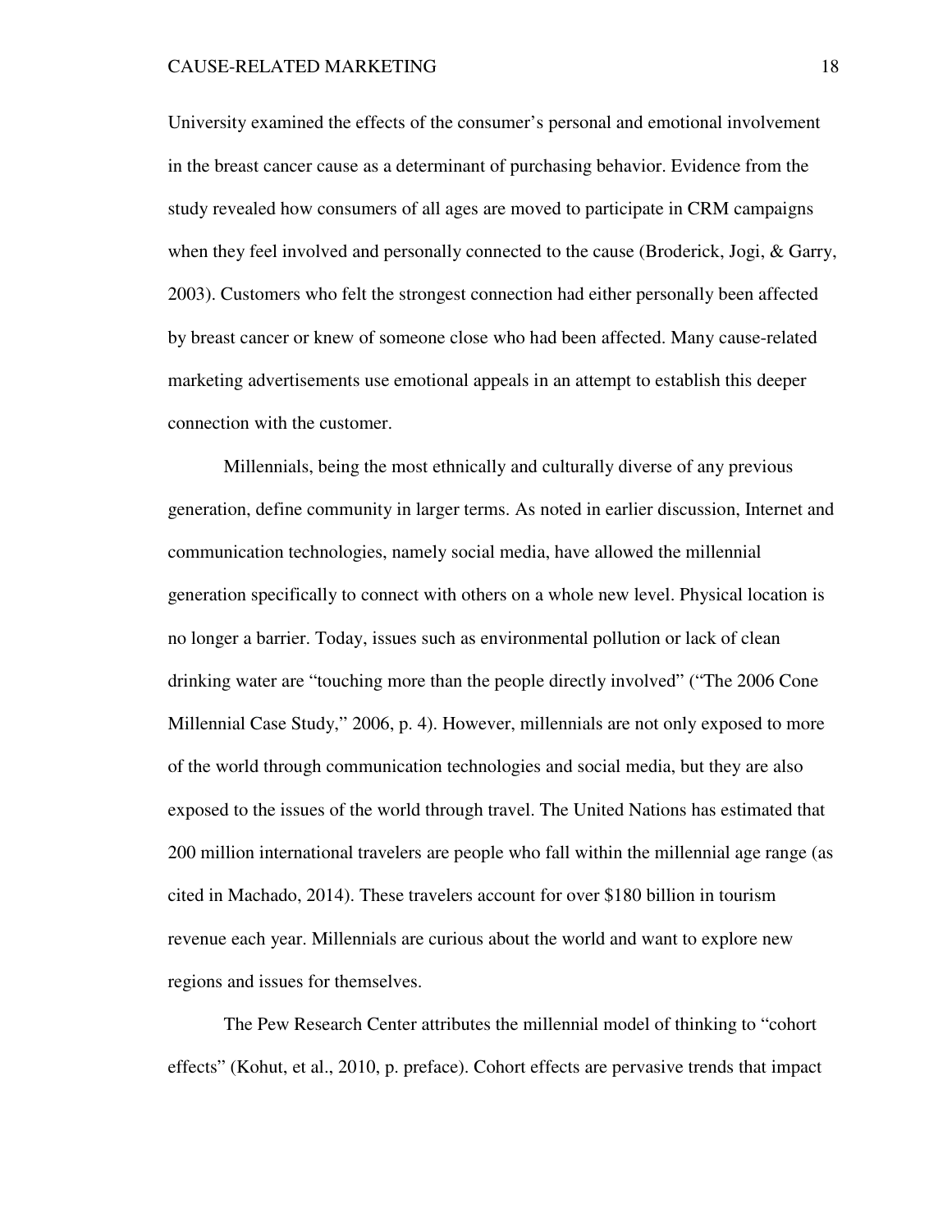University examined the effects of the consumer's personal and emotional involvement in the breast cancer cause as a determinant of purchasing behavior. Evidence from the study revealed how consumers of all ages are moved to participate in CRM campaigns when they feel involved and personally connected to the cause (Broderick, Jogi, & Garry, 2003). Customers who felt the strongest connection had either personally been affected by breast cancer or knew of someone close who had been affected. Many cause-related marketing advertisements use emotional appeals in an attempt to establish this deeper connection with the customer.

Millennials, being the most ethnically and culturally diverse of any previous generation, define community in larger terms. As noted in earlier discussion, Internet and communication technologies, namely social media, have allowed the millennial generation specifically to connect with others on a whole new level. Physical location is no longer a barrier. Today, issues such as environmental pollution or lack of clean drinking water are "touching more than the people directly involved" ("The 2006 Cone Millennial Case Study," 2006, p. 4). However, millennials are not only exposed to more of the world through communication technologies and social media, but they are also exposed to the issues of the world through travel. The United Nations has estimated that 200 million international travelers are people who fall within the millennial age range (as cited in Machado, 2014). These travelers account for over $180 billion in tourism revenue each year. Millennials are curious about the world and want to explore new regions and issues for themselves.

The Pew Research Center attributes the millennial model of thinking to "cohort effects" (Kohut, et al., 2010, p. preface). Cohort effects are pervasive trends that impact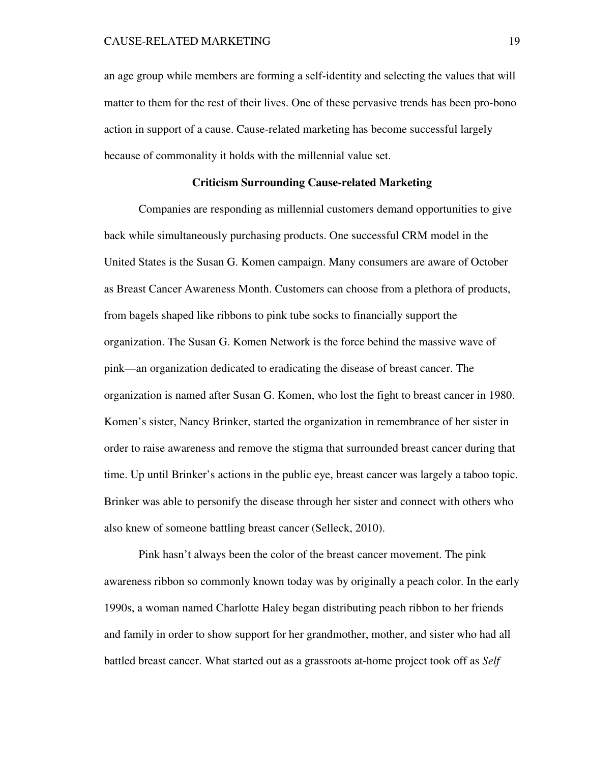an age group while members are forming a self-identity and selecting the values that will matter to them for the rest of their lives. One of these pervasive trends has been pro-bono action in support of a cause. Cause-related marketing has become successful largely because of commonality it holds with the millennial value set.

## Criticism Surrounding Cause-related Marketing

Companies are responding as millennial customers demand opportunities to give back while simultaneously purchasing products. One successful CRM model in the United States is the Susan G. Komen campaign. Many consumers are aware of October as Breast Cancer Awareness Month. Customers can choose from a plethora of products, from bagels shaped like ribbons to pink tube socks to financially support the organization. The Susan G. Komen Network is the force behind the massive wave of pink—an organization dedicated to eradicating the disease of breast cancer. The organization is named after Susan G. Komen, who lost the fight to breast cancer in 1980. Komen's sister, Nancy Brinker, started the organization in remembrance of her sister in order to raise awareness and remove the stigma that surrounded breast cancer during that time. Up until Brinker's actions in the public eye, breast cancer was largely a taboo topic. Brinker was able to personify the disease through her sister and connect with others who also knew of someone battling breast cancer (Selleck, 2010).

Pink hasn't always been the color of the breast cancer movement. The pink awareness ribbon so commonly known today was by originally a peach color. In the early 1990s, a woman named Charlotte Haley began distributing peach ribbon to her friends and family in order to show support for her grandmother, mother, and sister who had all battled breast cancer. What started out as a grassroots at-home project took off as *Self*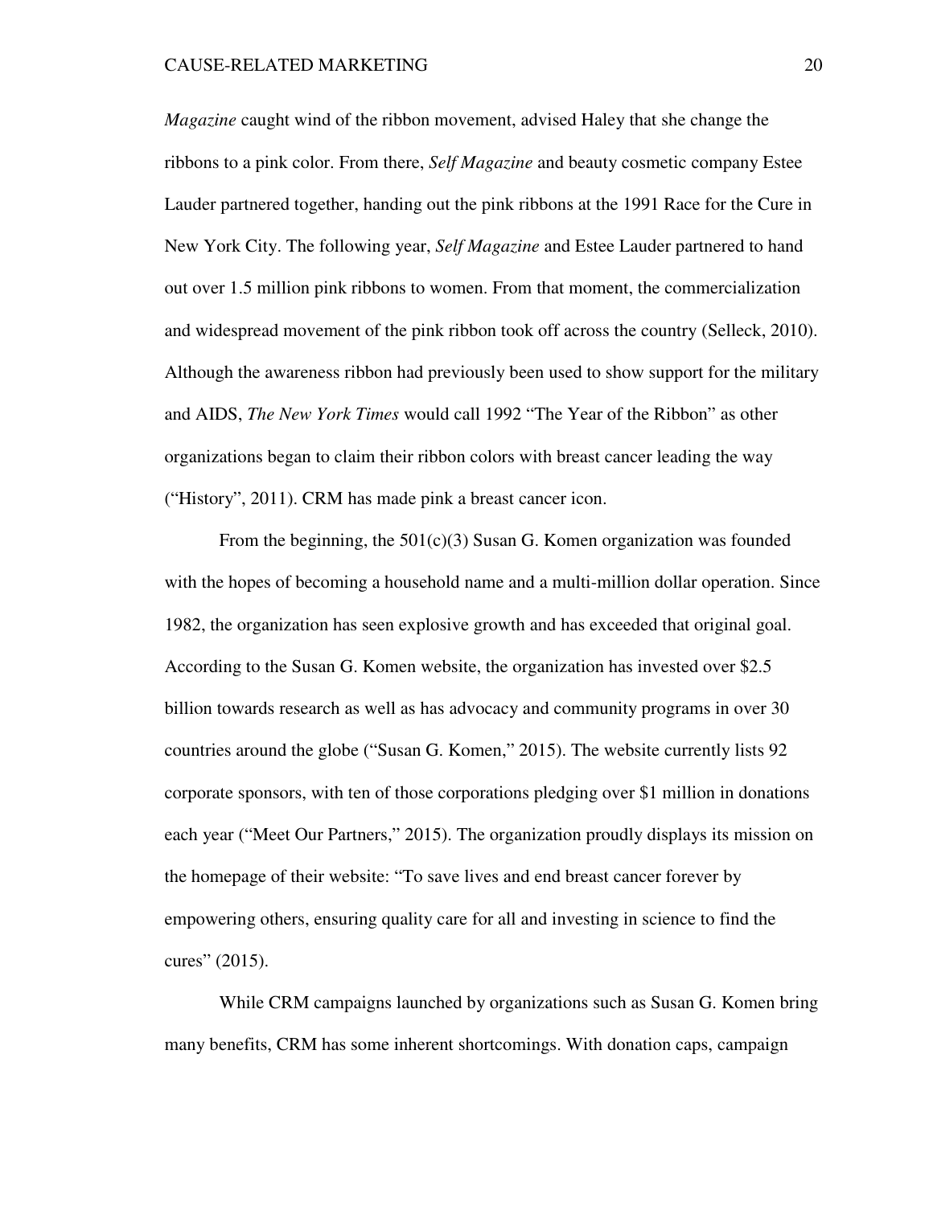*Magazine* caught wind of the ribbon movement, advised Haley that she change the ribbons to a pink color. From there, *Self Magazine* and beauty cosmetic company Estee Lauder partnered together, handing out the pink ribbons at the 1991 Race for the Cure in New York City. The following year, *Self Magazine* and Estee Lauder partnered to hand out over 1.5 million pink ribbons to women. From that moment, the commercialization and widespread movement of the pink ribbon took off across the country (Selleck, 2010). Although the awareness ribbon had previously been used to show support for the military and AIDS, *The New York Times* would call 1992 "The Year of the Ribbon" as other organizations began to claim their ribbon colors with breast cancer leading the way ("History", 2011). CRM has made pink a breast cancer icon.

From the beginning, the 501(c)(3) Susan G. Komen organization was founded with the hopes of becoming a household name and a multi-million dollar operation. Since 1982, the organization has seen explosive growth and has exceeded that original goal. According to the Susan G. Komen website, the organization has invested over $2.5 billion towards research as well as has advocacy and community programs in over 30 countries around the globe ("Susan G. Komen," 2015). The website currently lists 92 corporate sponsors, with ten of those corporations pledging over $1 million in donations each year ("Meet Our Partners," 2015). The organization proudly displays its mission on the homepage of their website: "To save lives and end breast cancer forever by empowering others, ensuring quality care for all and investing in science to find the cures" (2015).

While CRM campaigns launched by organizations such as Susan G. Komen bring many benefits, CRM has some inherent shortcomings. With donation caps, campaign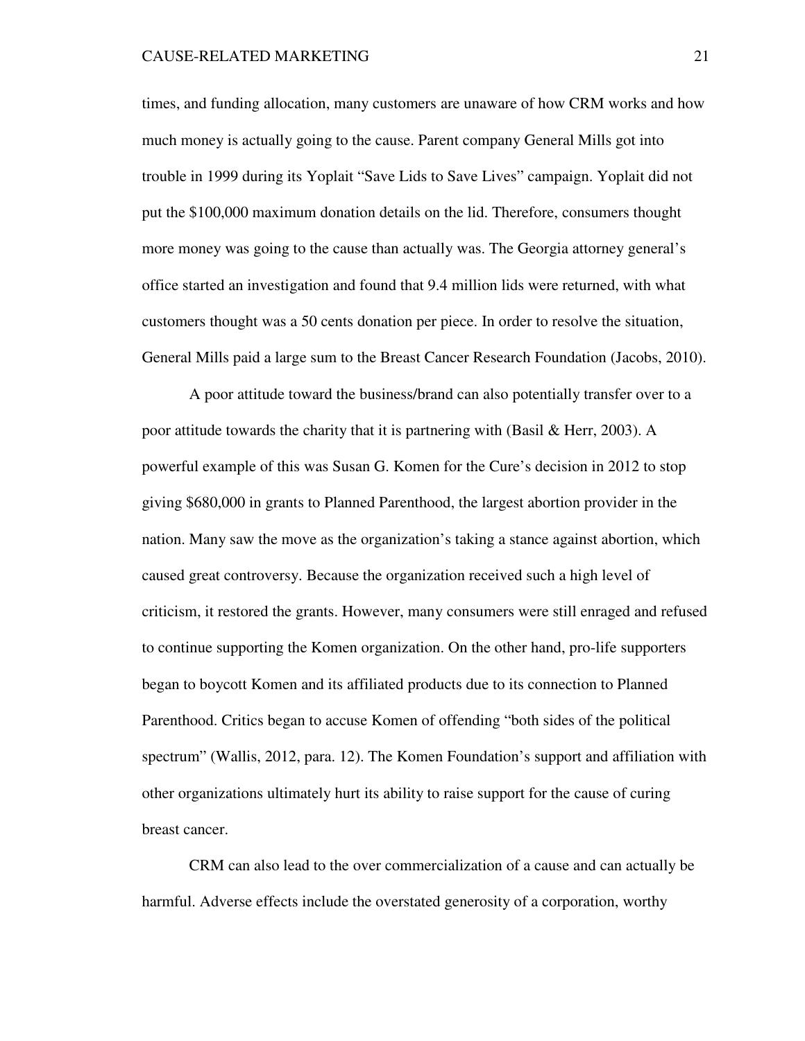times, and funding allocation, many customers are unaware of how CRM works and how much money is actually going to the cause. Parent company General Mills got into trouble in 1999 during its Yoplait "Save Lids to Save Lives" campaign. Yoplait did not put the $100,000 maximum donation details on the lid. Therefore, consumers thought more money was going to the cause than actually was. The Georgia attorney general's office started an investigation and found that 9.4 million lids were returned, with what customers thought was a 50 cents donation per piece. In order to resolve the situation, General Mills paid a large sum to the Breast Cancer Research Foundation (Jacobs, 2010).

A poor attitude toward the business/brand can also potentially transfer over to a poor attitude towards the charity that it is partnering with (Basil & Herr, 2003). A powerful example of this was Susan G. Komen for the Cure's decision in 2012 to stop giving $680,000 in grants to Planned Parenthood, the largest abortion provider in the nation. Many saw the move as the organization's taking a stance against abortion, which caused great controversy. Because the organization received such a high level of criticism, it restored the grants. However, many consumers were still enraged and refused to continue supporting the Komen organization. On the other hand, pro-life supporters began to boycott Komen and its affiliated products due to its connection to Planned Parenthood. Critics began to accuse Komen of offending "both sides of the political spectrum" (Wallis, 2012, para. 12). The Komen Foundation's support and affiliation with other organizations ultimately hurt its ability to raise support for the cause of curing breast cancer.

CRM can also lead to the over commercialization of a cause and can actually be harmful. Adverse effects include the overstated generosity of a corporation, worthy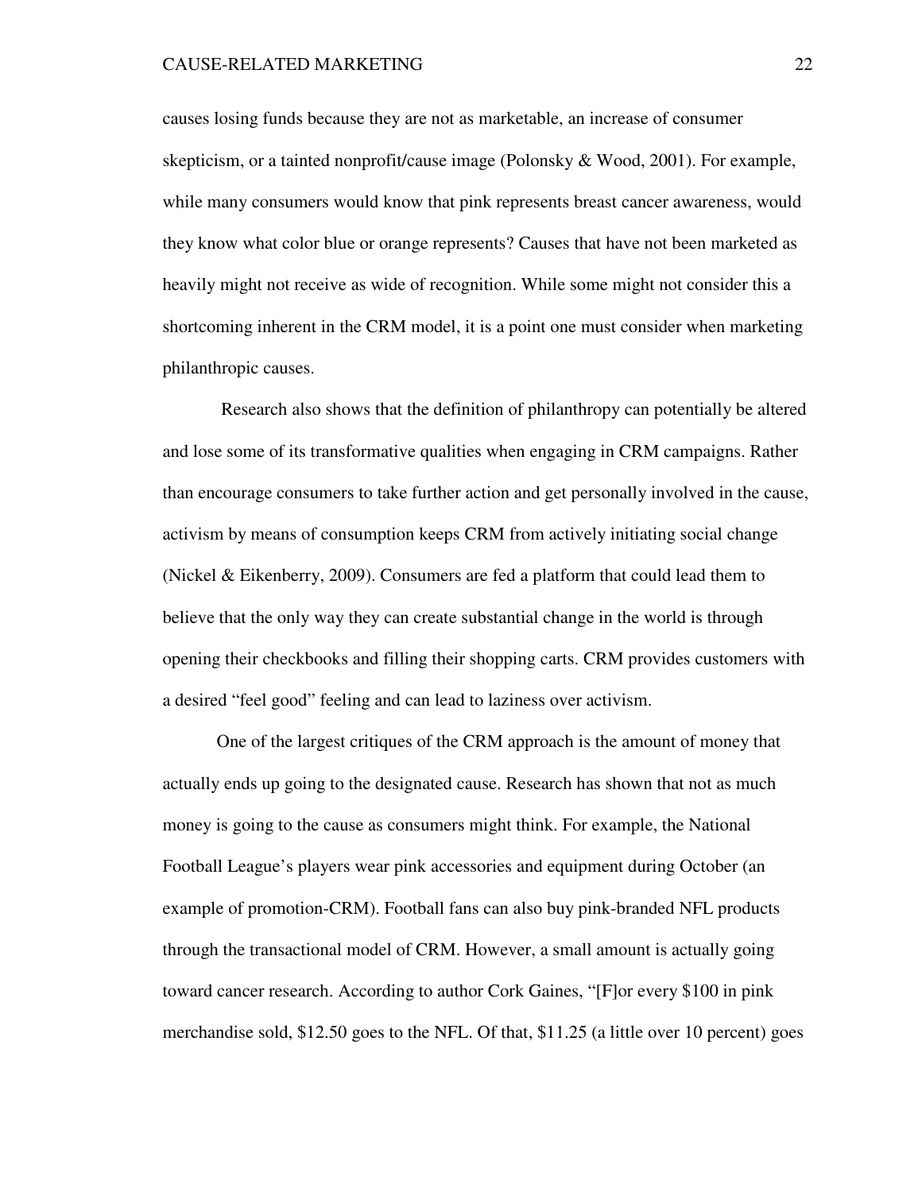causes losing funds because they are not as marketable, an increase of consumer skepticism, or a tainted nonprofit/cause image (Polonsky & Wood, 2001). For example, while many consumers would know that pink represents breast cancer awareness, would they know what color blue or orange represents? Causes that have not been marketed as heavily might not receive as wide of recognition. While some might not consider this a shortcoming inherent in the CRM model, it is a point one must consider when marketing philanthropic causes.

Research also shows that the definition of philanthropy can potentially be altered and lose some of its transformative qualities when engaging in CRM campaigns. Rather than encourage consumers to take further action and get personally involved in the cause, activism by means of consumption keeps CRM from actively initiating social change (Nickel & Eikenberry, 2009). Consumers are fed a platform that could lead them to believe that the only way they can create substantial change in the world is through opening their checkbooks and filling their shopping carts. CRM provides customers with a desired "feel good" feeling and can lead to laziness over activism.

One of the largest critiques of the CRM approach is the amount of money that actually ends up going to the designated cause. Research has shown that not as much money is going to the cause as consumers might think. For example, the National Football League's players wear pink accessories and equipment during October (an example of promotion-CRM). Football fans can also buy pink-branded NFL products through the transactional model of CRM. However, a small amount is actually going toward cancer research. According to author Cork Gaines, "[F]or every $100 in pink merchandise sold, $12.50 goes to the NFL. Of that, $11.25 (a little over 10 percent) goes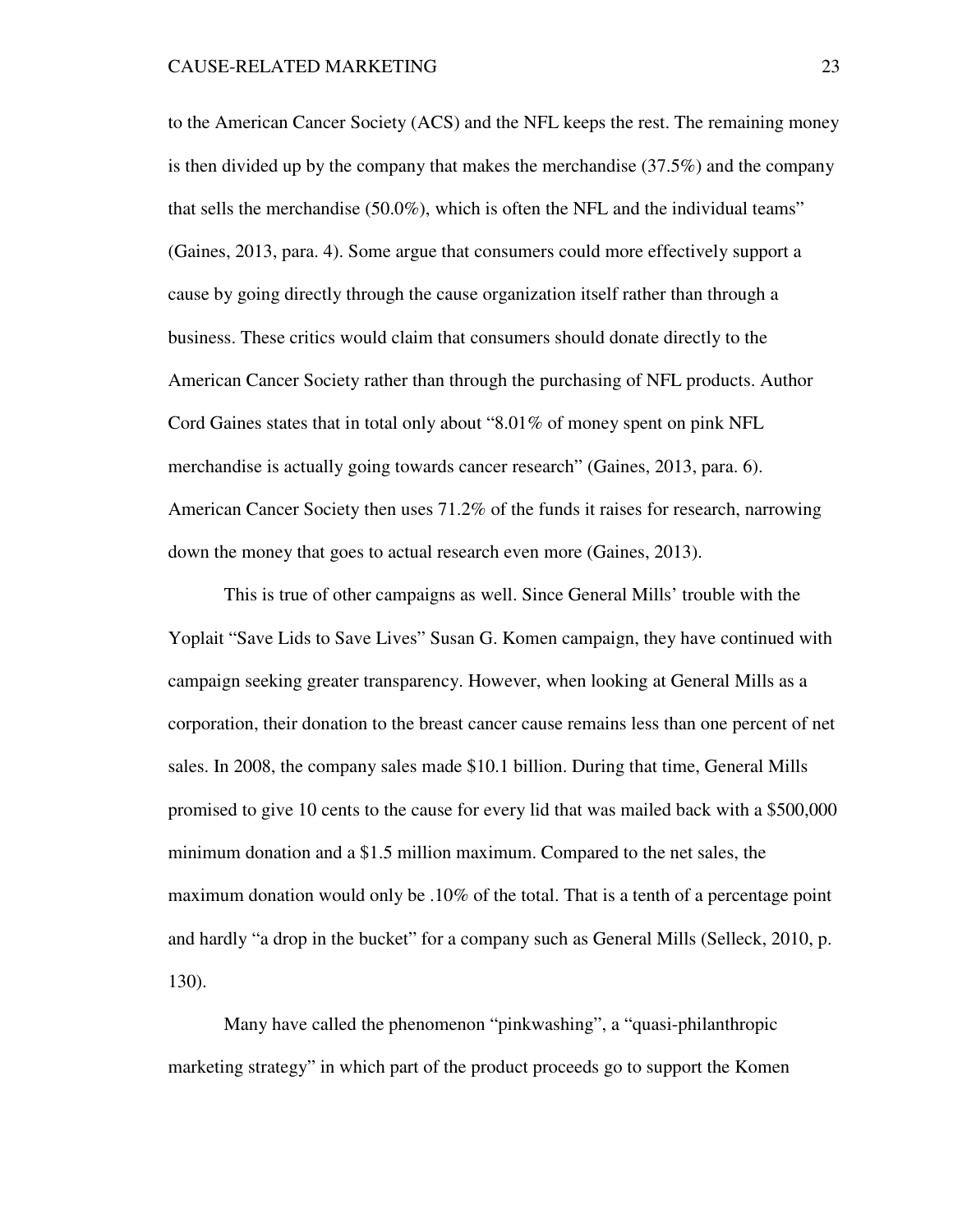to the American Cancer Society (ACS) and the NFL keeps the rest. The remaining money is then divided up by the company that makes the merchandise (37.5%) and the company that sells the merchandise (50.0%), which is often the NFL and the individual teams" (Gaines, 2013, para. 4). Some argue that consumers could more effectively support a cause by going directly through the cause organization itself rather than through a business. These critics would claim that consumers should donate directly to the American Cancer Society rather than through the purchasing of NFL products. Author Cord Gaines states that in total only about "8.01% of money spent on pink NFL merchandise is actually going towards cancer research" (Gaines, 2013, para. 6). American Cancer Society then uses 71.2% of the funds it raises for research, narrowing down the money that goes to actual research even more (Gaines, 2013).

This is true of other campaigns as well. Since General Mills' trouble with the Yoplait "Save Lids to Save Lives" Susan G. Komen campaign, they have continued with campaign seeking greater transparency. However, when looking at General Mills as a corporation, their donation to the breast cancer cause remains less than one percent of net sales. In 2008, the company sales made $10.1 billion. During that time, General Mills promised to give 10 cents to the cause for every lid that was mailed back with a $500,000 minimum donation and a $1.5 million maximum. Compared to the net sales, the maximum donation would only be .10% of the total. That is a tenth of a percentage point and hardly "a drop in the bucket" for a company such as General Mills (Selleck, 2010, p. 130).

Many have called the phenomenon "pinkwashing", a "quasi-philanthropic marketing strategy" in which part of the product proceeds go to support the Komen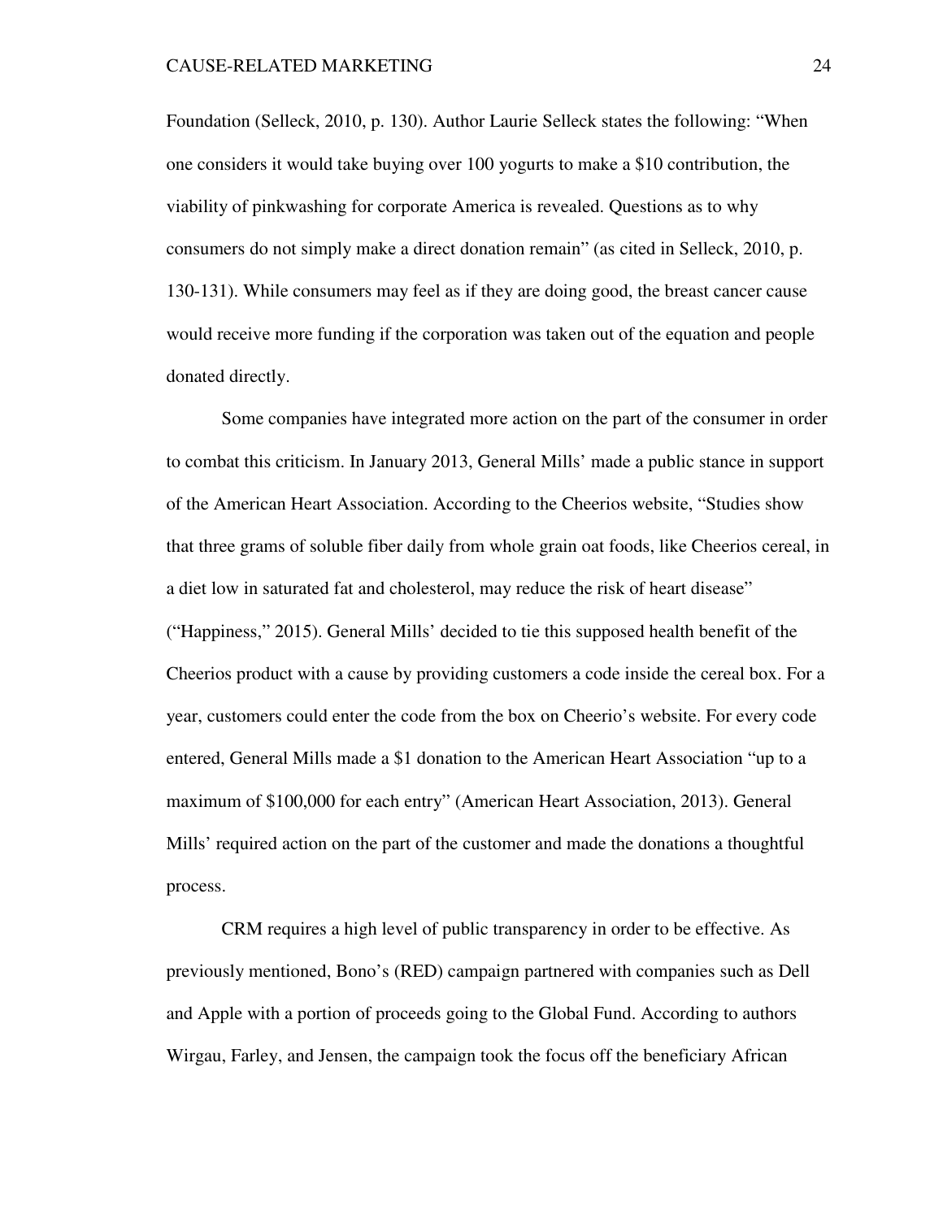Foundation (Selleck, 2010, p. 130). Author Laurie Selleck states the following: "When one considers it would take buying over 100 yogurts to make a $10 contribution, the viability of pinkwashing for corporate America is revealed. Questions as to why consumers do not simply make a direct donation remain" (as cited in Selleck, 2010, p. 130-131). While consumers may feel as if they are doing good, the breast cancer cause would receive more funding if the corporation was taken out of the equation and people donated directly.

Some companies have integrated more action on the part of the consumer in order to combat this criticism. In January 2013, General Mills' made a public stance in support of the American Heart Association. According to the Cheerios website, "Studies show that three grams of soluble fiber daily from whole grain oat foods, like Cheerios cereal, in a diet low in saturated fat and cholesterol, may reduce the risk of heart disease" ("Happiness," 2015). General Mills' decided to tie this supposed health benefit of the Cheerios product with a cause by providing customers a code inside the cereal box. For a year, customers could enter the code from the box on Cheerio's website. For every code entered, General Mills made a $1 donation to the American Heart Association "up to a maximum of $100,000 for each entry" (American Heart Association, 2013). General Mills' required action on the part of the customer and made the donations a thoughtful process.

CRM requires a high level of public transparency in order to be effective. As previously mentioned, Bono's (RED) campaign partnered with companies such as Dell and Apple with a portion of proceeds going to the Global Fund. According to authors Wirgau, Farley, and Jensen, the campaign took the focus off the beneficiary African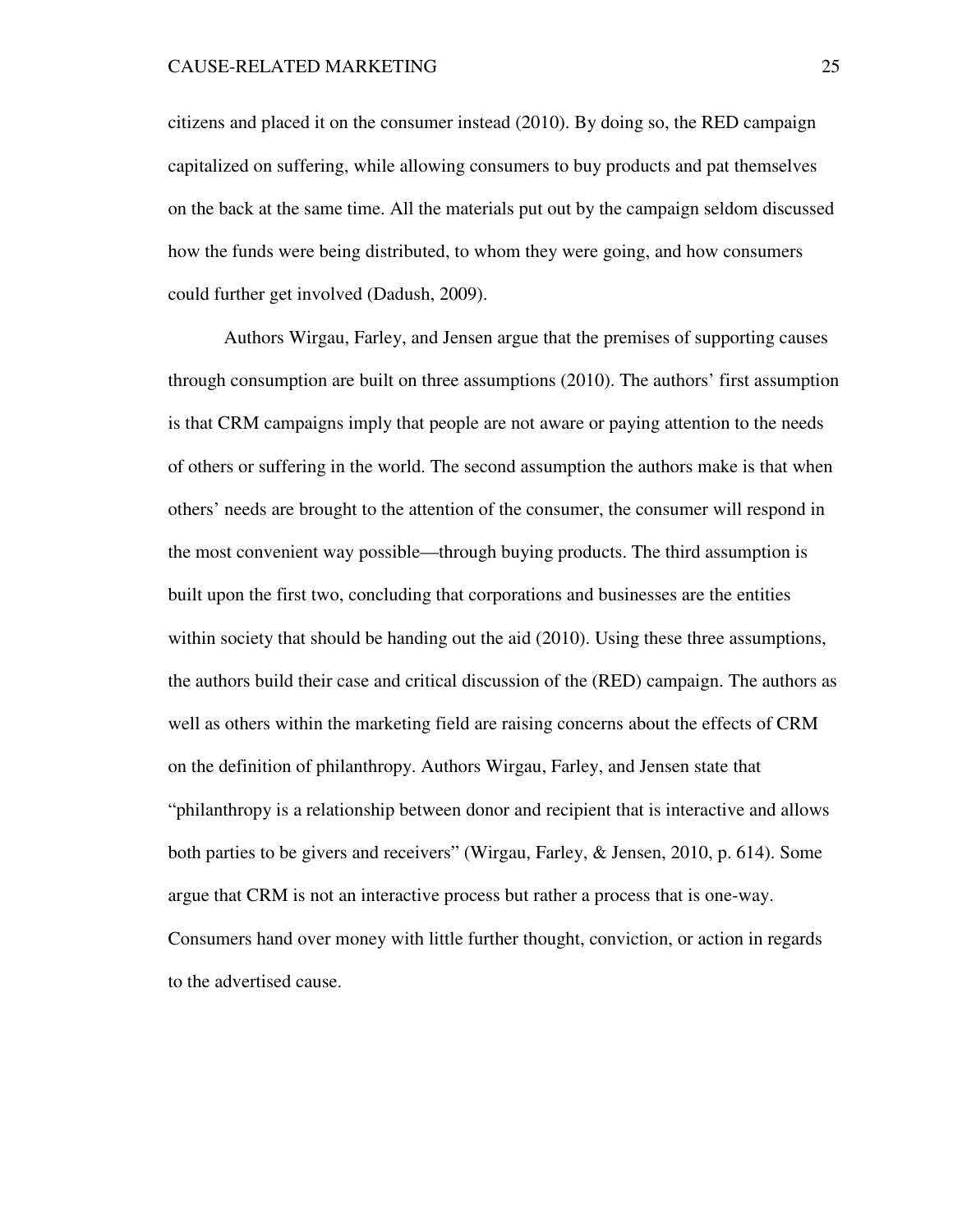citizens and placed it on the consumer instead (2010). By doing so, the RED campaign capitalized on suffering, while allowing consumers to buy products and pat themselves on the back at the same time. All the materials put out by the campaign seldom discussed how the funds were being distributed, to whom they were going, and how consumers could further get involved (Dadush, 2009).

Authors Wirgau, Farley, and Jensen argue that the premises of supporting causes through consumption are built on three assumptions (2010). The authors' first assumption is that CRM campaigns imply that people are not aware or paying attention to the needs of others or suffering in the world. The second assumption the authors make is that when others' needs are brought to the attention of the consumer, the consumer will respond in the most convenient way possible—through buying products. The third assumption is built upon the first two, concluding that corporations and businesses are the entities within society that should be handing out the aid (2010). Using these three assumptions, the authors build their case and critical discussion of the (RED) campaign. The authors as well as others within the marketing field are raising concerns about the effects of CRM on the definition of philanthropy. Authors Wirgau, Farley, and Jensen state that "philanthropy is a relationship between donor and recipient that is interactive and allows both parties to be givers and receivers" (Wirgau, Farley, & Jensen, 2010, p. 614). Some argue that CRM is not an interactive process but rather a process that is one-way. Consumers hand over money with little further thought, conviction, or action in regards to the advertised cause.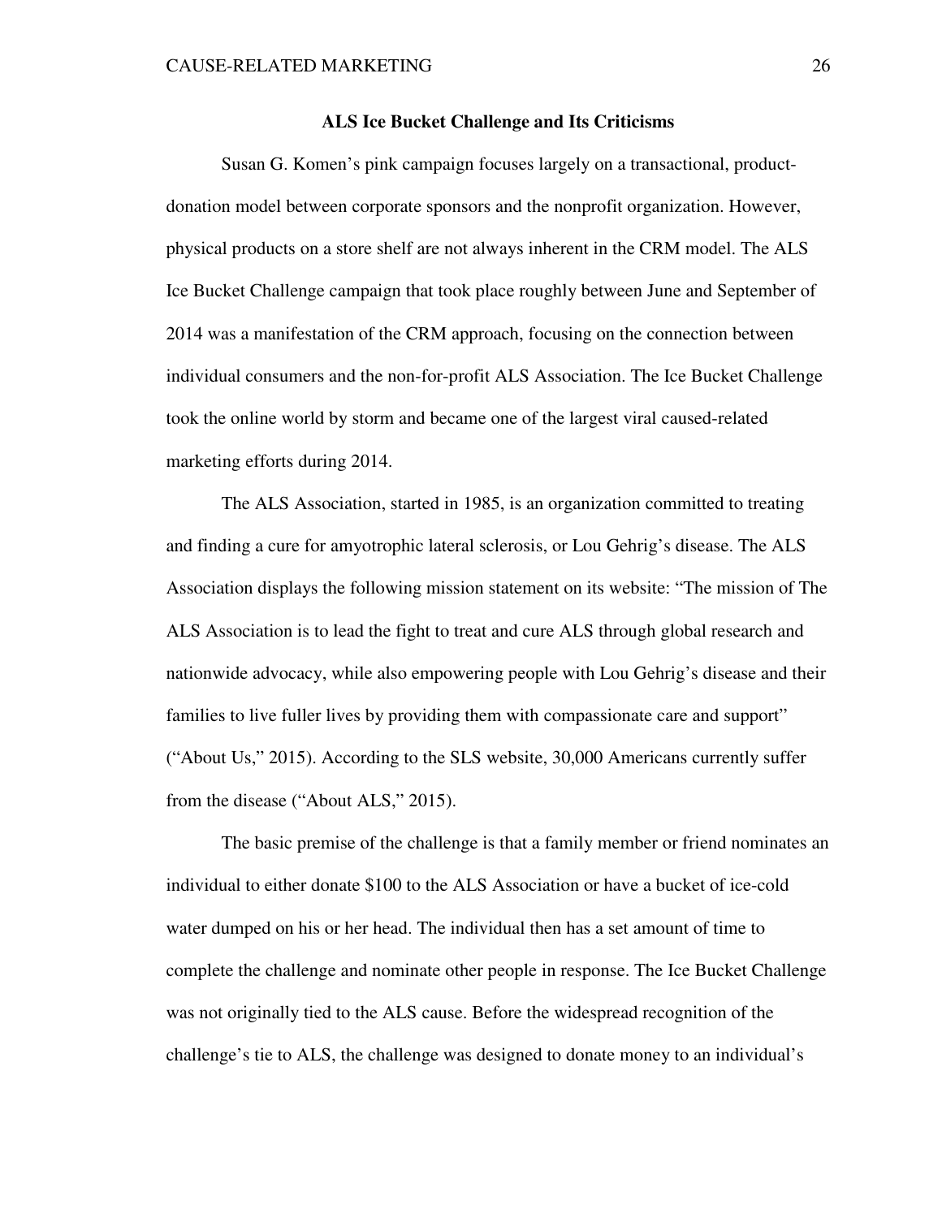## ALS Ice Bucket Challenge and Its Criticisms

Susan G. Komen's pink campaign focuses largely on a transactional, product-donation model between corporate sponsors and the nonprofit organization. However, physical products on a store shelf are not always inherent in the CRM model. The ALS Ice Bucket Challenge campaign that took place roughly between June and September of 2014 was a manifestation of the CRM approach, focusing on the connection between individual consumers and the non-for-profit ALS Association. The Ice Bucket Challenge took the online world by storm and became one of the largest viral caused-related marketing efforts during 2014.

The ALS Association, started in 1985, is an organization committed to treating and finding a cure for amyotrophic lateral sclerosis, or Lou Gehrig's disease. The ALS Association displays the following mission statement on its website: "The mission of The ALS Association is to lead the fight to treat and cure ALS through global research and nationwide advocacy, while also empowering people with Lou Gehrig's disease and their families to live fuller lives by providing them with compassionate care and support" ("About Us," 2015). According to the SLS website, 30,000 Americans currently suffer from the disease ("About ALS," 2015).

The basic premise of the challenge is that a family member or friend nominates an individual to either donate $100 to the ALS Association or have a bucket of ice-cold water dumped on his or her head. The individual then has a set amount of time to complete the challenge and nominate other people in response. The Ice Bucket Challenge was not originally tied to the ALS cause. Before the widespread recognition of the challenge's tie to ALS, the challenge was designed to donate money to an individual's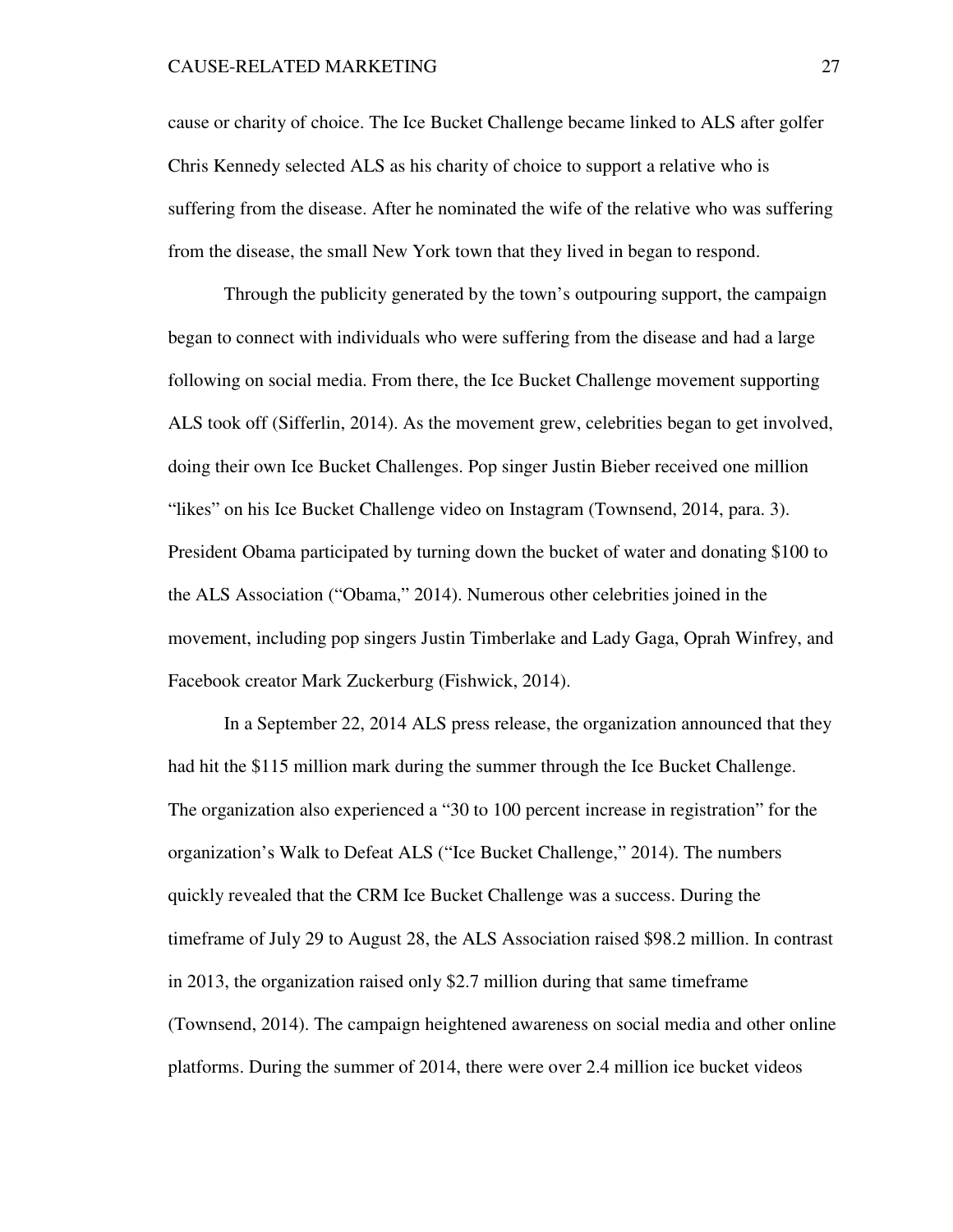cause or charity of choice. The Ice Bucket Challenge became linked to ALS after golfer Chris Kennedy selected ALS as his charity of choice to support a relative who is suffering from the disease. After he nominated the wife of the relative who was suffering from the disease, the small New York town that they lived in began to respond.

Through the publicity generated by the town's outpouring support, the campaign began to connect with individuals who were suffering from the disease and had a large following on social media. From there, the Ice Bucket Challenge movement supporting ALS took off (Sifferlin, 2014). As the movement grew, celebrities began to get involved, doing their own Ice Bucket Challenges. Pop singer Justin Bieber received one million "likes" on his Ice Bucket Challenge video on Instagram (Townsend, 2014, para. 3). President Obama participated by turning down the bucket of water and donating $100 to the ALS Association ("Obama," 2014). Numerous other celebrities joined in the movement, including pop singers Justin Timberlake and Lady Gaga, Oprah Winfrey, and Facebook creator Mark Zuckerburg (Fishwick, 2014).

In a September 22, 2014 ALS press release, the organization announced that they had hit the $115 million mark during the summer through the Ice Bucket Challenge. The organization also experienced a "30 to 100 percent increase in registration" for the organization's Walk to Defeat ALS ("Ice Bucket Challenge," 2014). The numbers quickly revealed that the CRM Ice Bucket Challenge was a success. During the timeframe of July 29 to August 28, the ALS Association raised $98.2 million. In contrast in 2013, the organization raised only $2.7 million during that same timeframe (Townsend, 2014). The campaign heightened awareness on social media and other online platforms. During the summer of 2014, there were over 2.4 million ice bucket videos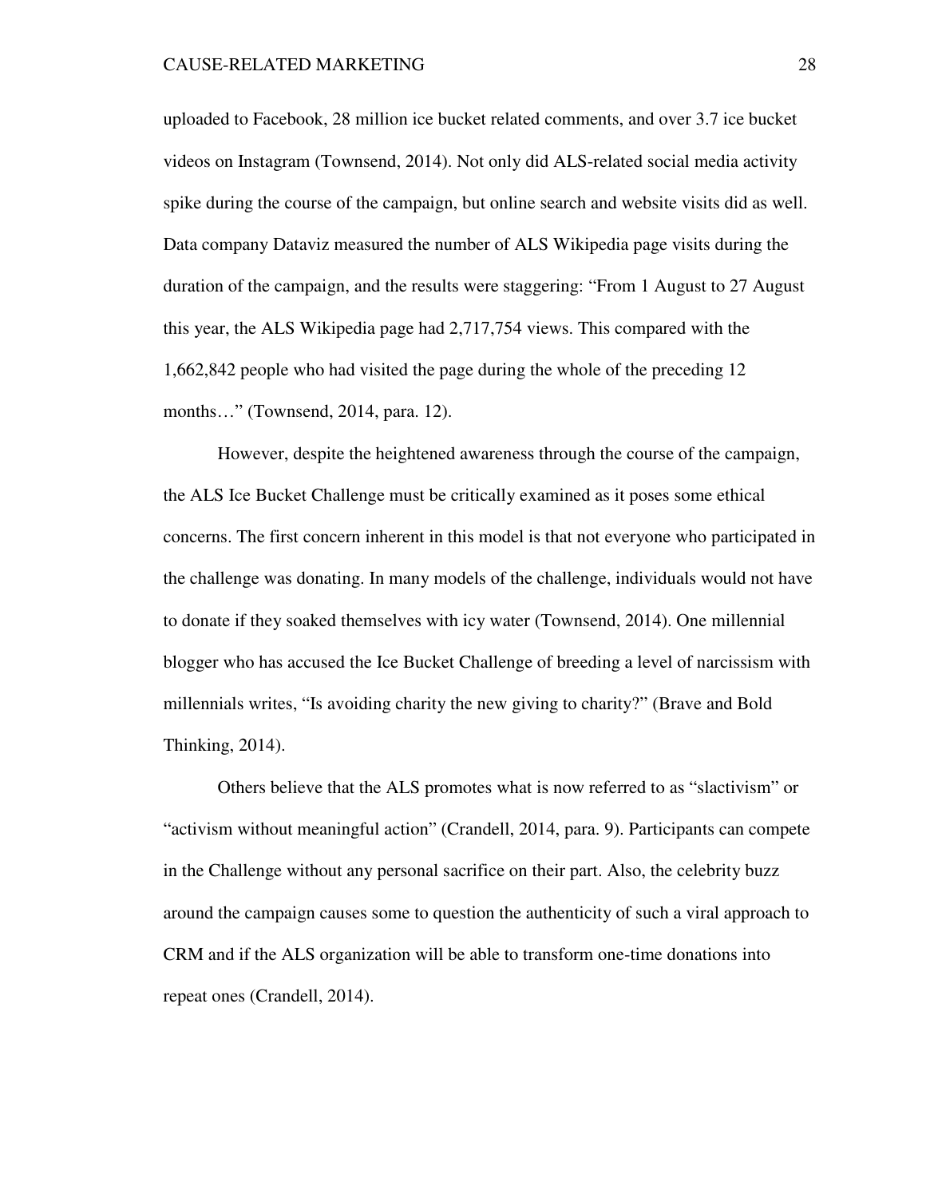uploaded to Facebook, 28 million ice bucket related comments, and over 3.7 ice bucket videos on Instagram (Townsend, 2014). Not only did ALS-related social media activity spike during the course of the campaign, but online search and website visits did as well. Data company Dataviz measured the number of ALS Wikipedia page visits during the duration of the campaign, and the results were staggering: "From 1 August to 27 August this year, the ALS Wikipedia page had 2,717,754 views. This compared with the 1,662,842 people who had visited the page during the whole of the preceding 12 months…" (Townsend, 2014, para. 12).

However, despite the heightened awareness through the course of the campaign, the ALS Ice Bucket Challenge must be critically examined as it poses some ethical concerns. The first concern inherent in this model is that not everyone who participated in the challenge was donating. In many models of the challenge, individuals would not have to donate if they soaked themselves with icy water (Townsend, 2014). One millennial blogger who has accused the Ice Bucket Challenge of breeding a level of narcissism with millennials writes, "Is avoiding charity the new giving to charity?" (Brave and Bold Thinking, 2014).

Others believe that the ALS promotes what is now referred to as "slactivism" or "activism without meaningful action" (Crandell, 2014, para. 9). Participants can compete in the Challenge without any personal sacrifice on their part. Also, the celebrity buzz around the campaign causes some to question the authenticity of such a viral approach to CRM and if the ALS organization will be able to transform one-time donations into repeat ones (Crandell, 2014).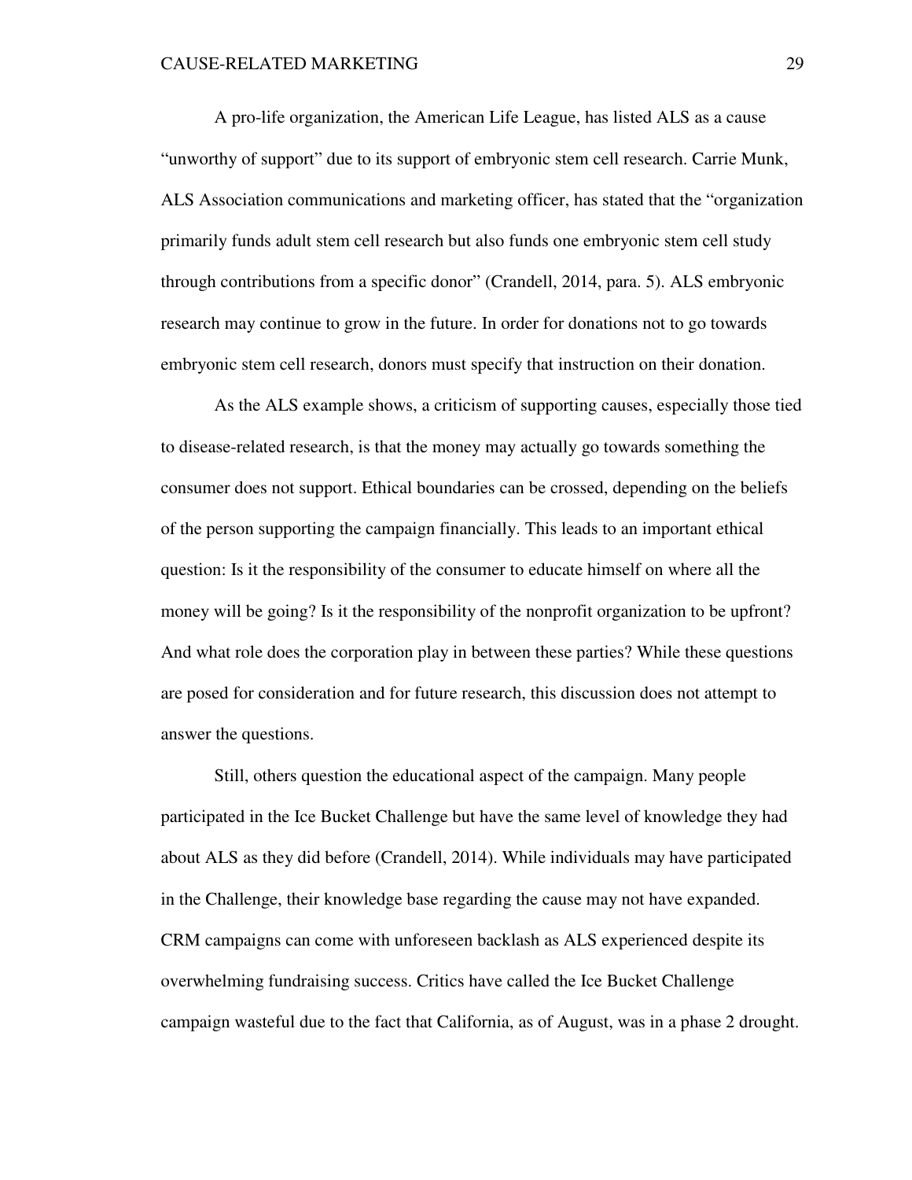A pro-life organization, the American Life League, has listed ALS as a cause “unworthy of support” due to its support of embryonic stem cell research. Carrie Munk, ALS Association communications and marketing officer, has stated that the “organization primarily funds adult stem cell research but also funds one embryonic stem cell study through contributions from a specific donor” (Crandell, 2014, para. 5). ALS embryonic research may continue to grow in the future. In order for donations not to go towards embryonic stem cell research, donors must specify that instruction on their donation.

As the ALS example shows, a criticism of supporting causes, especially those tied to disease-related research, is that the money may actually go towards something the consumer does not support. Ethical boundaries can be crossed, depending on the beliefs of the person supporting the campaign financially. This leads to an important ethical question: Is it the responsibility of the consumer to educate himself on where all the money will be going? Is it the responsibility of the nonprofit organization to be upfront? And what role does the corporation play in between these parties? While these questions are posed for consideration and for future research, this discussion does not attempt to answer the questions.

Still, others question the educational aspect of the campaign. Many people participated in the Ice Bucket Challenge but have the same level of knowledge they had about ALS as they did before (Crandell, 2014). While individuals may have participated in the Challenge, their knowledge base regarding the cause may not have expanded. CRM campaigns can come with unforeseen backlash as ALS experienced despite its overwhelming fundraising success. Critics have called the Ice Bucket Challenge campaign wasteful due to the fact that California, as of August, was in a phase 2 drought.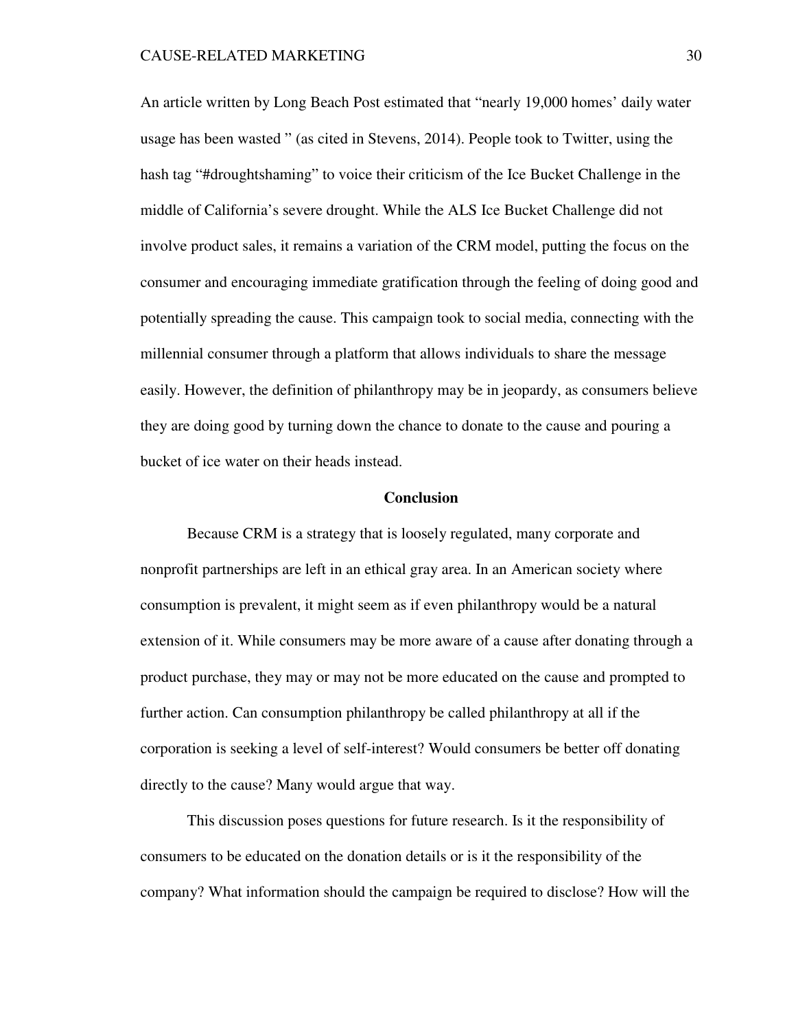An article written by Long Beach Post estimated that "nearly 19,000 homes' daily water usage has been wasted " (as cited in Stevens, 2014). People took to Twitter, using the hash tag "#droughtshaming" to voice their criticism of the Ice Bucket Challenge in the middle of California's severe drought. While the ALS Ice Bucket Challenge did not involve product sales, it remains a variation of the CRM model, putting the focus on the consumer and encouraging immediate gratification through the feeling of doing good and potentially spreading the cause. This campaign took to social media, connecting with the millennial consumer through a platform that allows individuals to share the message easily. However, the definition of philanthropy may be in jeopardy, as consumers believe they are doing good by turning down the chance to donate to the cause and pouring a bucket of ice water on their heads instead.

## Conclusion

Because CRM is a strategy that is loosely regulated, many corporate and nonprofit partnerships are left in an ethical gray area. In an American society where consumption is prevalent, it might seem as if even philanthropy would be a natural extension of it. While consumers may be more aware of a cause after donating through a product purchase, they may or may not be more educated on the cause and prompted to further action. Can consumption philanthropy be called philanthropy at all if the corporation is seeking a level of self-interest? Would consumers be better off donating directly to the cause? Many would argue that way.

This discussion poses questions for future research. Is it the responsibility of consumers to be educated on the donation details or is it the responsibility of the company? What information should the campaign be required to disclose? How will the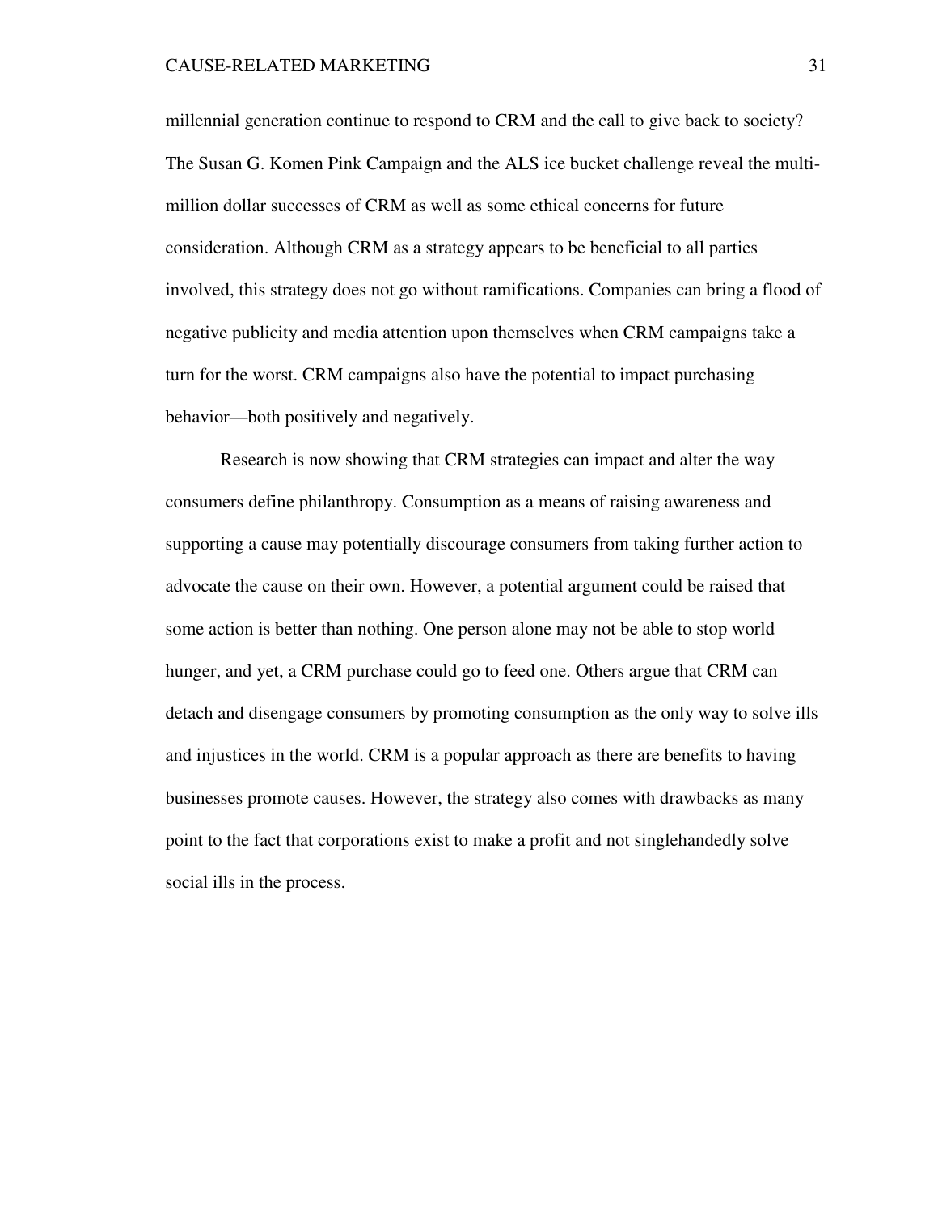millennial generation continue to respond to CRM and the call to give back to society? The Susan G. Komen Pink Campaign and the ALS ice bucket challenge reveal the multi-million dollar successes of CRM as well as some ethical concerns for future consideration. Although CRM as a strategy appears to be beneficial to all parties involved, this strategy does not go without ramifications. Companies can bring a flood of negative publicity and media attention upon themselves when CRM campaigns take a turn for the worst. CRM campaigns also have the potential to impact purchasing behavior—both positively and negatively.

Research is now showing that CRM strategies can impact and alter the way consumers define philanthropy. Consumption as a means of raising awareness and supporting a cause may potentially discourage consumers from taking further action to advocate the cause on their own. However, a potential argument could be raised that some action is better than nothing. One person alone may not be able to stop world hunger, and yet, a CRM purchase could go to feed one. Others argue that CRM can detach and disengage consumers by promoting consumption as the only way to solve ills and injustices in the world. CRM is a popular approach as there are benefits to having businesses promote causes. However, the strategy also comes with drawbacks as many point to the fact that corporations exist to make a profit and not singlehandedly solve social ills in the process.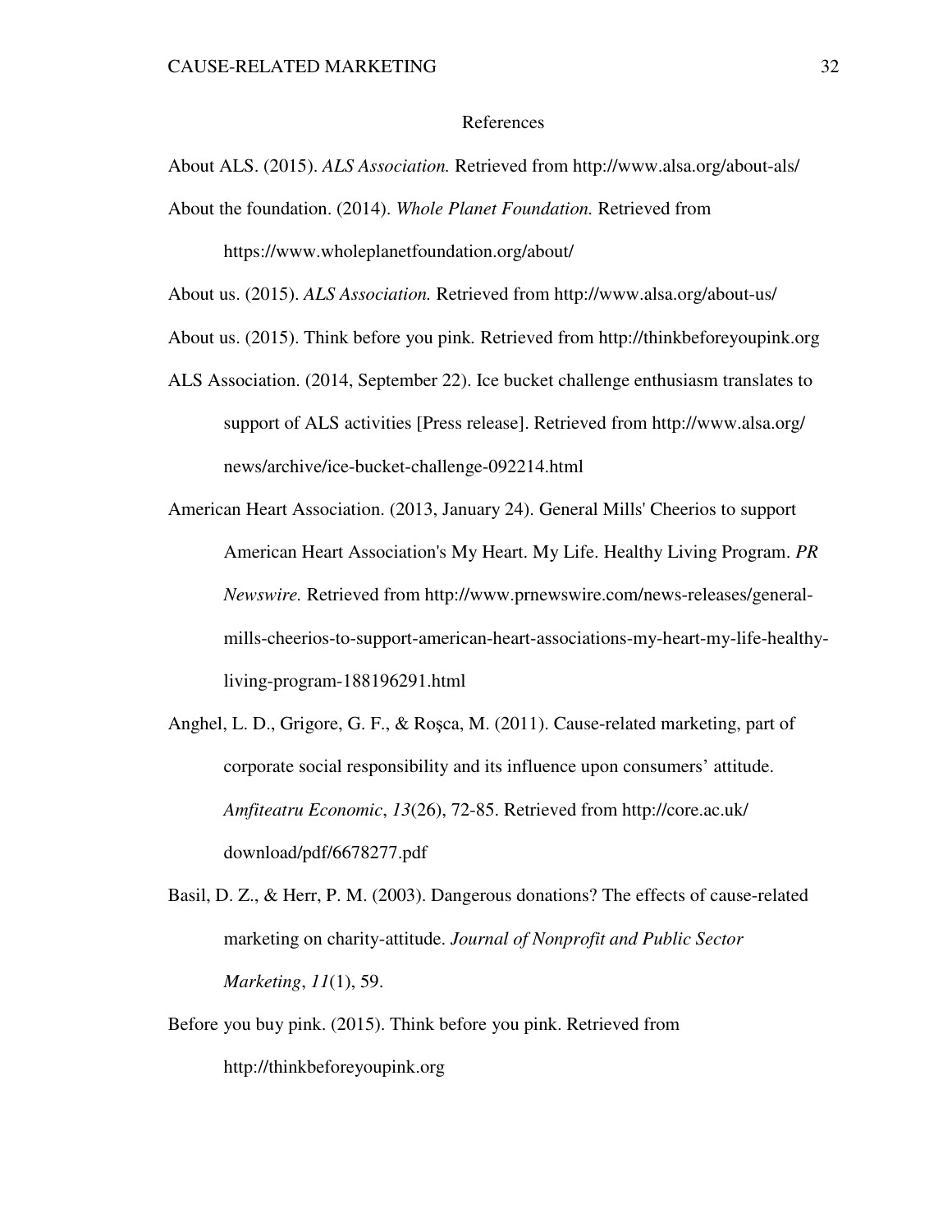# References

About ALS. (2015). *ALS Association.* Retrieved from http://www.alsa.org/about-als/

About the foundation. (2014). *Whole Planet Foundation.* Retrieved from https://www.wholeplanetfoundation.org/about/

About us. (2015). *ALS Association.* Retrieved from http://www.alsa.org/about-us/

About us. (2015). Think before you pink*.* Retrieved from http://thinkbeforeyoupink.org

ALS Association. (2014, September 22). Ice bucket challenge enthusiasm translates to support of ALS activities [Press release]. Retrieved from http://www.alsa.org/news/archive/ice-bucket-challenge-092214.html

American Heart Association. (2013, January 24). General Mills' Cheerios to support American Heart Association's My Heart. My Life. Healthy Living Program. *PR Newswire.* Retrieved from http://www.prnewswire.com/news-releases/general-mills-cheerios-to-support-american-heart-associations-my-heart-my-life-healthy-living-program-188196291.html

Anghel, L. D., Grigore, G. F., & Roșca, M. (2011). Cause-related marketing, part of corporate social responsibility and its influence upon consumers' attitude. *Amfiteatru Economic*, *13*(26), 72-85. Retrieved from http://core.ac.uk/download/pdf/6678277.pdf

Basil, D. Z., & Herr, P. M. (2003). Dangerous donations? The effects of cause-related marketing on charity-attitude. *Journal of Nonprofit and Public Sector Marketing*, *11*(1), 59.

Before you buy pink. (2015). Think before you pink. Retrieved from http://thinkbeforeyoupink.org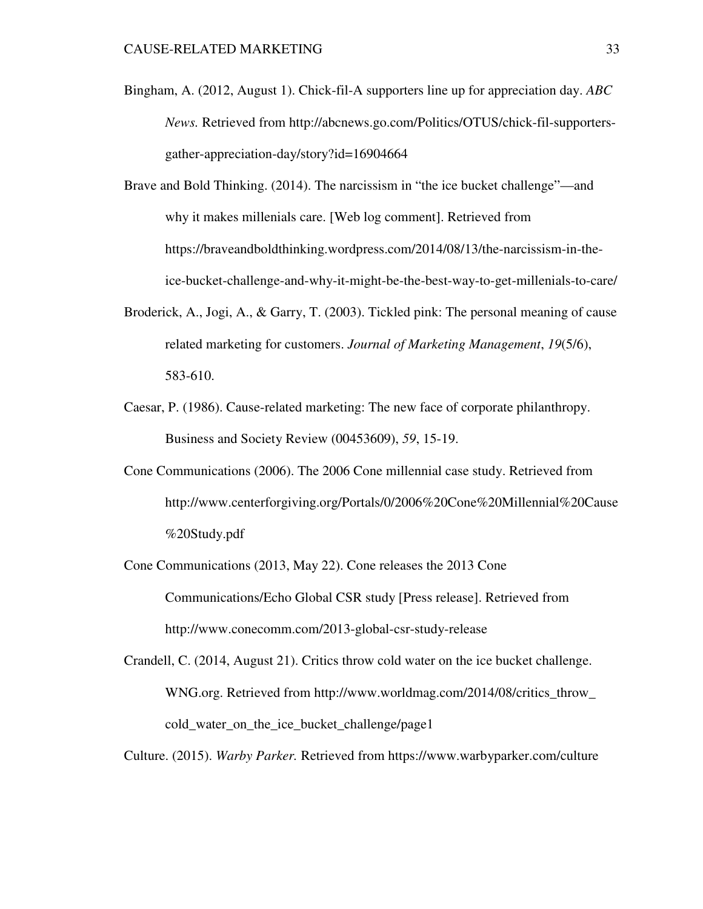Bingham, A. (2012, August 1). Chick-fil-A supporters line up for appreciation day. *ABC News.* Retrieved from http://abcnews.go.com/Politics/OTUS/chick-fil-supporters-gather-appreciation-day/story?id=16904664

Brave and Bold Thinking. (2014). The narcissism in "the ice bucket challenge"—and why it makes millenials care. [Web log comment]. Retrieved from https://braveandboldthinking.wordpress.com/2014/08/13/the-narcissism-in-the-ice-bucket-challenge-and-why-it-might-be-the-best-way-to-get-millenials-to-care/

Broderick, A., Jogi, A., & Garry, T. (2003). Tickled pink: The personal meaning of cause related marketing for customers. *Journal of Marketing Management*, *19*(5/6), 583-610.

Caesar, P. (1986). Cause-related marketing: The new face of corporate philanthropy. Business and Society Review (00453609), *59*, 15-19.

Cone Communications (2006). The 2006 Cone millennial case study. Retrieved from http://www.centerforgiving.org/Portals/0/2006%20Cone%20Millennial%20Cause%20Study.pdf

Cone Communications (2013, May 22). Cone releases the 2013 Cone Communications/Echo Global CSR study [Press release]. Retrieved from http://www.conecomm.com/2013-global-csr-study-release

Crandell, C. (2014, August 21). Critics throw cold water on the ice bucket challenge. WNG.org. Retrieved from http://www.worldmag.com/2014/08/critics_throw_cold_water_on_the_ice_bucket_challenge/page1

Culture. (2015). *Warby Parker.* Retrieved from https://www.warbyparker.com/culture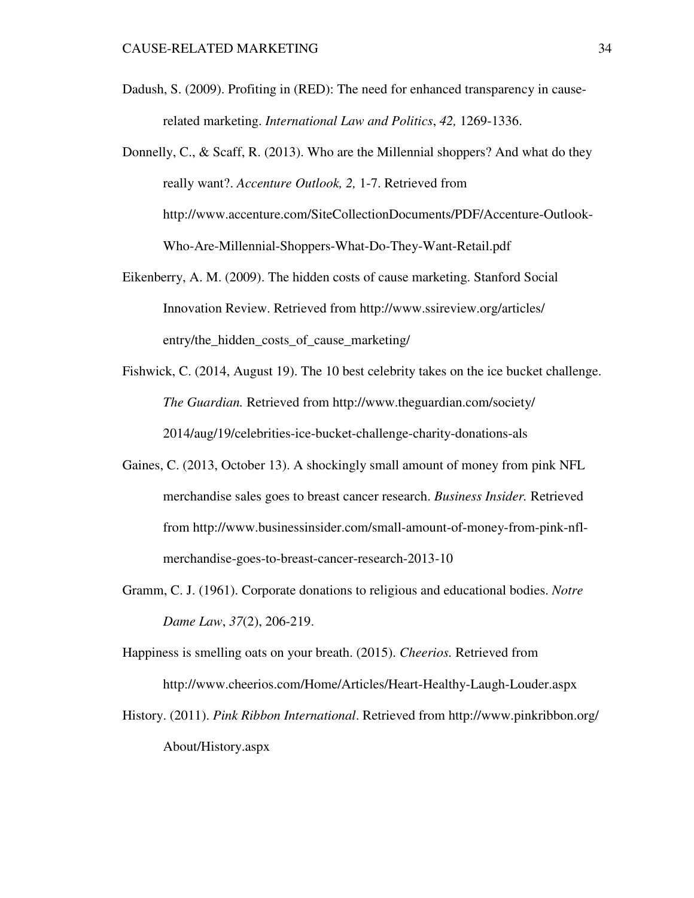Dadush, S. (2009). Profiting in (RED): The need for enhanced transparency in cause-related marketing. *International Law and Politics*, *42,* 1269-1336.

Donnelly, C., & Scaff, R. (2013). Who are the Millennial shoppers? And what do they really want?. *Accenture Outlook, 2,* 1-7. Retrieved from http://www.accenture.com/SiteCollectionDocuments/PDF/Accenture-Outlook-Who-Are-Millennial-Shoppers-What-Do-They-Want-Retail.pdf

Eikenberry, A. M. (2009). The hidden costs of cause marketing. Stanford Social Innovation Review. Retrieved from http://www.ssireview.org/articles/entry/the_hidden_costs_of_cause_marketing/

Fishwick, C. (2014, August 19). The 10 best celebrity takes on the ice bucket challenge. *The Guardian.* Retrieved from http://www.theguardian.com/society/2014/aug/19/celebrities-ice-bucket-challenge-charity-donations-als

Gaines, C. (2013, October 13). A shockingly small amount of money from pink NFL merchandise sales goes to breast cancer research. *Business Insider.* Retrieved from http://www.businessinsider.com/small-amount-of-money-from-pink-nfl-merchandise-goes-to-breast-cancer-research-2013-10

Gramm, C. J. (1961). Corporate donations to religious and educational bodies. *Notre Dame Law*, *37*(2), 206-219.

Happiness is smelling oats on your breath. (2015). *Cheerios.* Retrieved from http://www.cheerios.com/Home/Articles/Heart-Healthy-Laugh-Louder.aspx

History. (2011). *Pink Ribbon International*. Retrieved from http://www.pinkribbon.org/About/History.aspx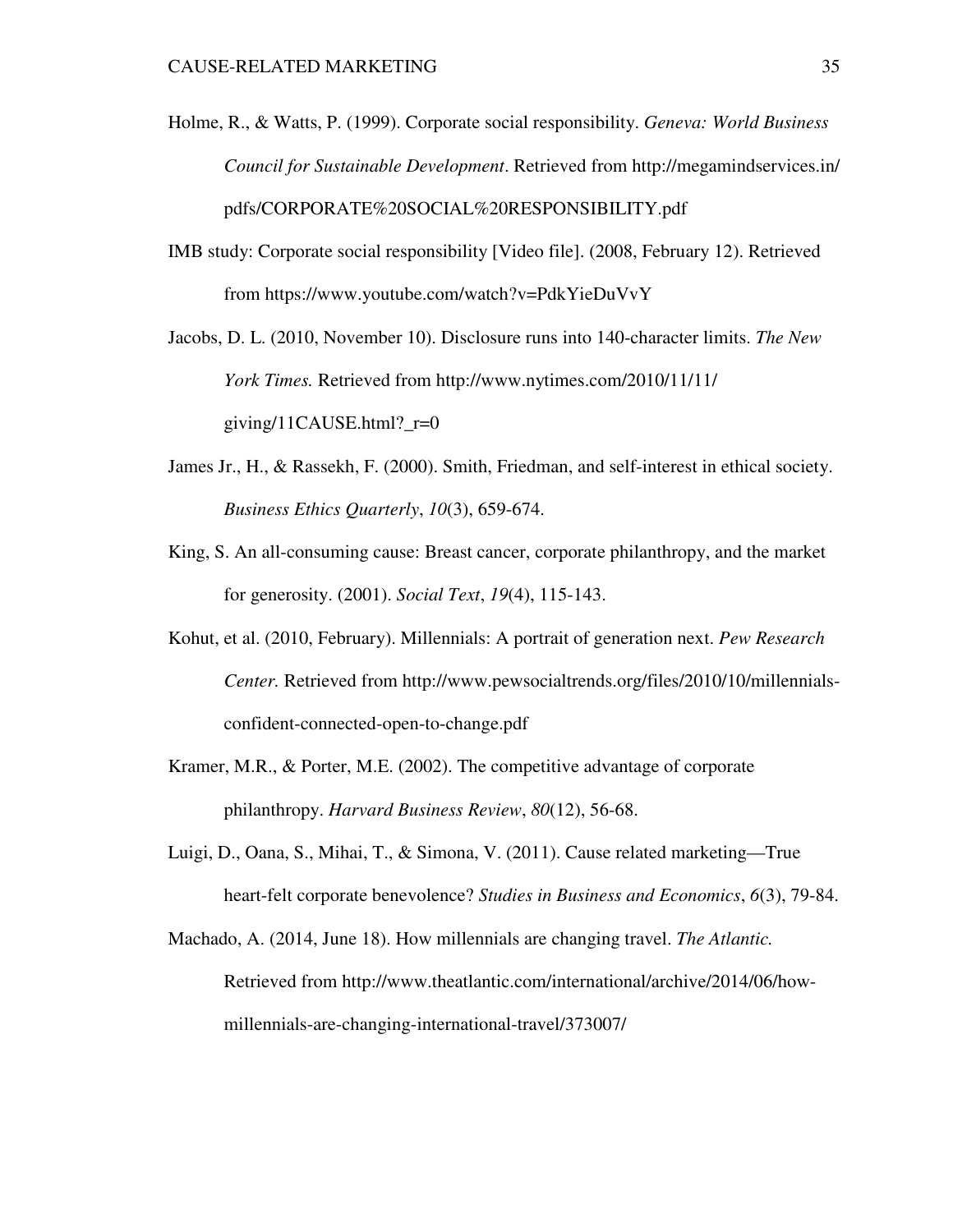Holme, R., & Watts, P. (1999). Corporate social responsibility. *Geneva: World Business Council for Sustainable Development*. Retrieved from http://megamindservices.in/pdfs/CORPORATE%20SOCIAL%20RESPONSIBILITY.pdf

IMB study: Corporate social responsibility [Video file]. (2008, February 12). Retrieved from https://www.youtube.com/watch?v=PdkYieDuVvY

Jacobs, D. L. (2010, November 10). Disclosure runs into 140-character limits. *The New York Times.* Retrieved from http://www.nytimes.com/2010/11/11/giving/11CAUSE.html?_r=0

James Jr., H., & Rassekh, F. (2000). Smith, Friedman, and self-interest in ethical society. *Business Ethics Quarterly*, *10*(3), 659-674.

King, S. An all-consuming cause: Breast cancer, corporate philanthropy, and the market for generosity. (2001). *Social Text*, *19*(4), 115-143.

Kohut, et al. (2010, February). Millennials: A portrait of generation next. *Pew Research Center.* Retrieved from http://www.pewsocialtrends.org/files/2010/10/millennials-confident-connected-open-to-change.pdf

Kramer, M.R., & Porter, M.E. (2002). The competitive advantage of corporate philanthropy. *Harvard Business Review*, *80*(12), 56-68.

Luigi, D., Oana, S., Mihai, T., & Simona, V. (2011). Cause related marketing—True heart-felt corporate benevolence? *Studies in Business and Economics*, *6*(3), 79-84.

Machado, A. (2014, June 18). How millennials are changing travel. *The Atlantic.* Retrieved from http://www.theatlantic.com/international/archive/2014/06/how-millennials-are-changing-international-travel/373007/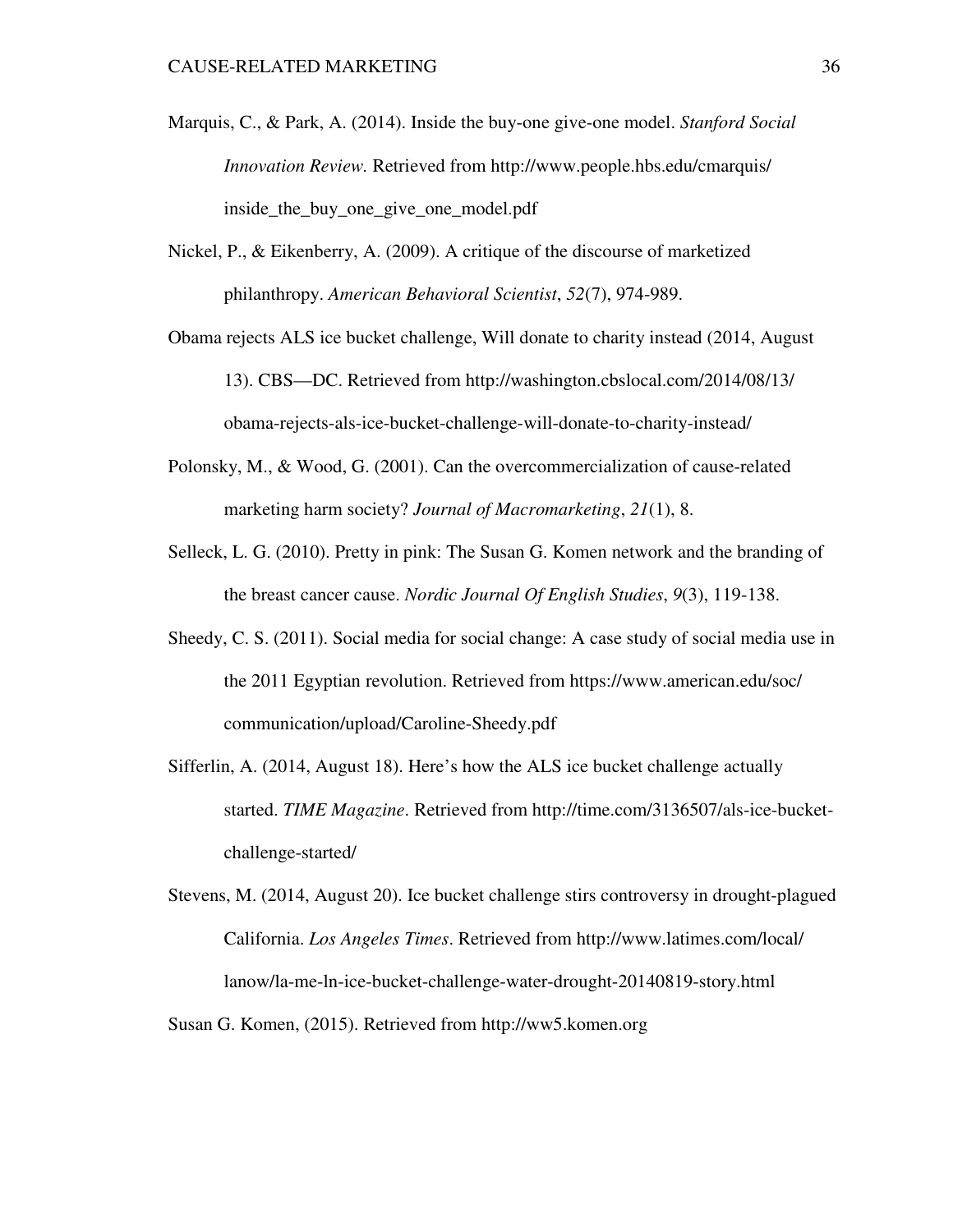Marquis, C., & Park, A. (2014). Inside the buy-one give-one model. *Stanford Social Innovation Review.* Retrieved from http://www.people.hbs.edu/cmarquis/inside_the_buy_one_give_one_model.pdf

Nickel, P., & Eikenberry, A. (2009). A critique of the discourse of marketized philanthropy. *American Behavioral Scientist*, *52*(7), 974-989.

Obama rejects ALS ice bucket challenge, Will donate to charity instead (2014, August 13). CBS—DC. Retrieved from http://washington.cbslocal.com/2014/08/13/obama-rejects-als-ice-bucket-challenge-will-donate-to-charity-instead/

Polonsky, M., & Wood, G. (2001). Can the overcommercialization of cause-related marketing harm society? *Journal of Macromarketing*, *21*(1), 8.

Selleck, L. G. (2010). Pretty in pink: The Susan G. Komen network and the branding of the breast cancer cause. *Nordic Journal Of English Studies*, *9*(3), 119-138.

Sheedy, C. S. (2011). Social media for social change: A case study of social media use in the 2011 Egyptian revolution. Retrieved from https://www.american.edu/soc/communication/upload/Caroline-Sheedy.pdf

Sifferlin, A. (2014, August 18). Here's how the ALS ice bucket challenge actually started. *TIME Magazine*. Retrieved from http://time.com/3136507/als-ice-bucket-challenge-started/

Stevens, M. (2014, August 20). Ice bucket challenge stirs controversy in drought-plagued California. *Los Angeles Times*. Retrieved from http://www.latimes.com/local/lanow/la-me-ln-ice-bucket-challenge-water-drought-20140819-story.html

Susan G. Komen, (2015). Retrieved from http://ww5.komen.org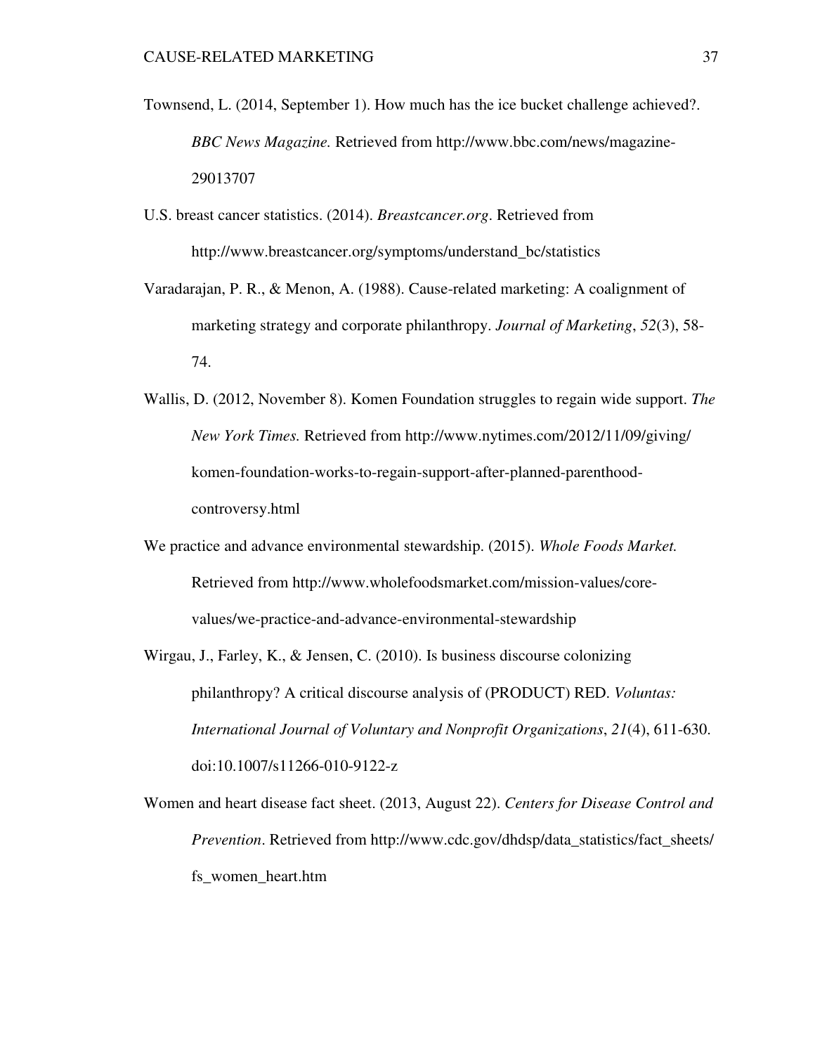Townsend, L. (2014, September 1). How much has the ice bucket challenge achieved?. *BBC News Magazine.* Retrieved from http://www.bbc.com/news/magazine-29013707

U.S. breast cancer statistics. (2014). *Breastcancer.org*. Retrieved from http://www.breastcancer.org/symptoms/understand_bc/statistics

Varadarajan, P. R., & Menon, A. (1988). Cause-related marketing: A coalignment of marketing strategy and corporate philanthropy. *Journal of Marketing*, *52*(3), 58-74.

Wallis, D. (2012, November 8). Komen Foundation struggles to regain wide support. *The New York Times.* Retrieved from http://www.nytimes.com/2012/11/09/giving/komen-foundation-works-to-regain-support-after-planned-parenthood-controversy.html

We practice and advance environmental stewardship. (2015). *Whole Foods Market.* Retrieved from http://www.wholefoodsmarket.com/mission-values/core-values/we-practice-and-advance-environmental-stewardship

Wirgau, J., Farley, K., & Jensen, C. (2010). Is business discourse colonizing philanthropy? A critical discourse analysis of (PRODUCT) RED. *Voluntas: International Journal of Voluntary and Nonprofit Organizations*, *21*(4), 611-630. doi:10.1007/s11266-010-9122-z

Women and heart disease fact sheet. (2013, August 22). *Centers for Disease Control and Prevention*. Retrieved from http://www.cdc.gov/dhdsp/data_statistics/fact_sheets/fs_women_heart.htm